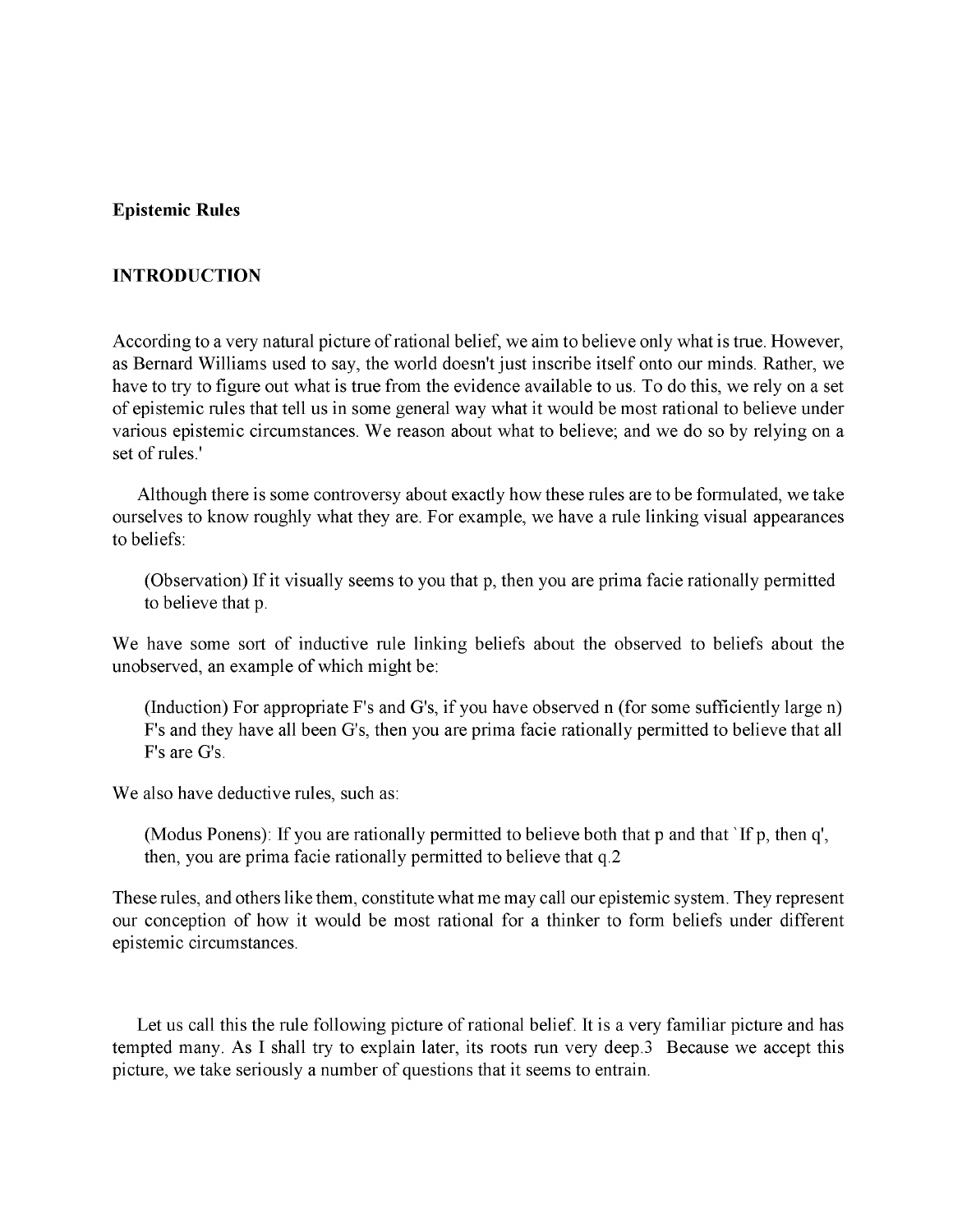**Epistemic Rules**

**INTRODUCTION**

According to a very natural picture of rational belief, we aim to believe only what is true. However, as Bernard Williams used to say, the world doesn't just inscribe itself onto our minds. Rather, we have to try to figure out what is true from the evidence available to us. To do this, we rely on a set of epistemic rules that tell us in some general way what it would be most rational to believe under various epistemic circumstances. We reason about what to believe; and we do so by relying on a set of rules.[1]

Although there is some controversy about exactly how these rules are to be formulated, we take ourselves to know roughly what they are. For example, we have a rule linking visual appearances to beliefs:

> (Observation) If it visually seems to you that p, then you are prima facie rationally permitted to believe that p.

We have some sort of inductive rule linking beliefs about the observed to beliefs about the unobserved, an example of which might be:

> (Induction) For appropriate F's and G's, if you have observed n (for some sufficiently large n) F's and they have all been G's, then you are prima facie rationally permitted to believe that all F's are G's.

We also have deductive rules, such as:

> (Modus Ponens): If you are rationally permitted to believe both that p and that `If p, then q', then, you are prima facie rationally permitted to believe that q.[2]

These rules, and others like them, constitute what me may call our epistemic system. They represent our conception of how it would be most rational for a thinker to form beliefs under different epistemic circumstances.

Let us call this the rule following picture of rational belief. It is a very familiar picture and has tempted many. As I shall try to explain later, its roots run very deep.[3] Because we accept this picture, we take seriously a number of questions that it seems to entrain.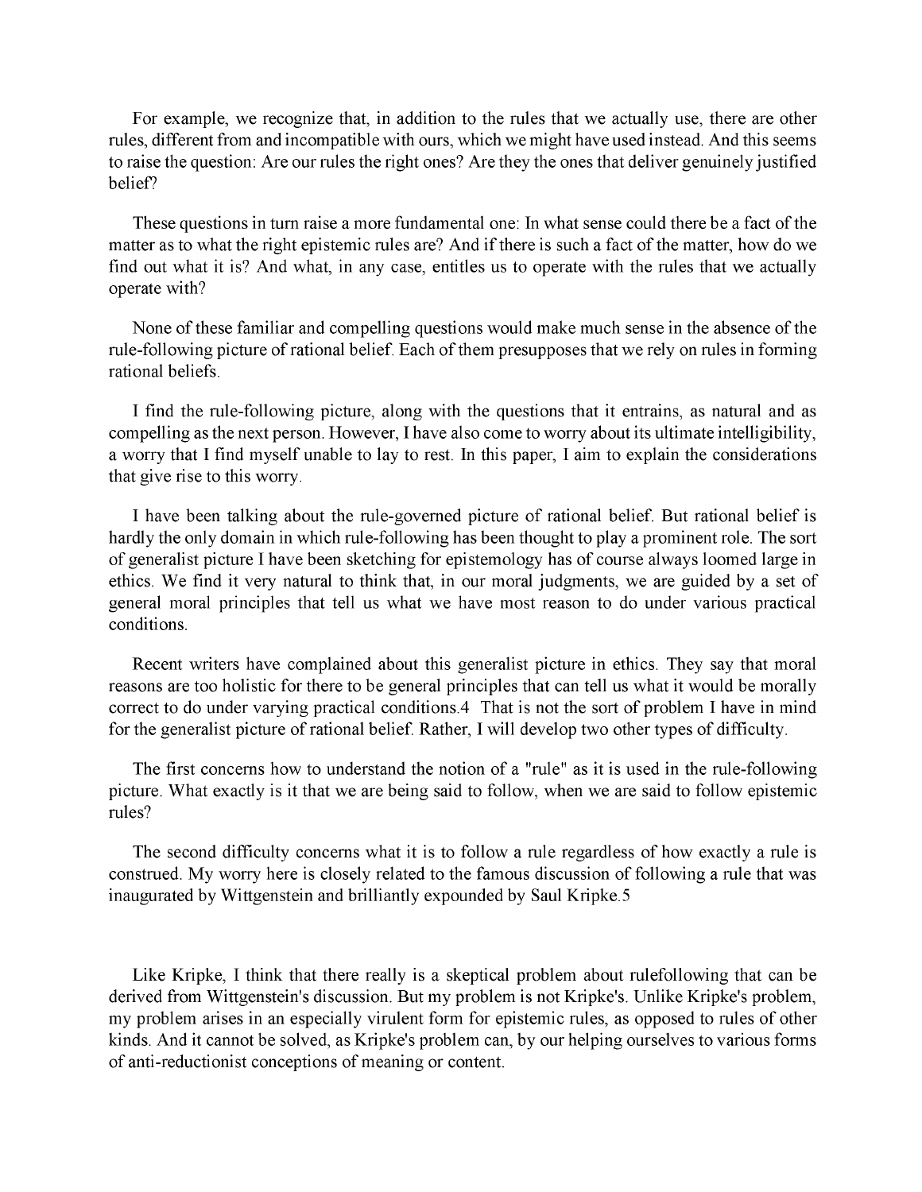For example, we recognize that, in addition to the rules that we actually use, there are other rules, different from and incompatible with ours, which we might have used instead. And this seems to raise the question: Are our rules the right ones? Are they the ones that deliver genuinely justified belief?

These questions in turn raise a more fundamental one: In what sense could there be a fact of the matter as to what the right epistemic rules are? And if there is such a fact of the matter, how do we find out what it is? And what, in any case, entitles us to operate with the rules that we actually operate with?

None of these familiar and compelling questions would make much sense in the absence of the rule-following picture of rational belief. Each of them presupposes that we rely on rules in forming rational beliefs.

I find the rule-following picture, along with the questions that it entrains, as natural and as compelling as the next person. However, I have also come to worry about its ultimate intelligibility, a worry that I find myself unable to lay to rest. In this paper, I aim to explain the considerations that give rise to this worry.

I have been talking about the rule-governed picture of rational belief. But rational belief is hardly the only domain in which rule-following has been thought to play a prominent role. The sort of generalist picture I have been sketching for epistemology has of course always loomed large in ethics. We find it very natural to think that, in our moral judgments, we are guided by a set of general moral principles that tell us what we have most reason to do under various practical conditions.

Recent writers have complained about this generalist picture in ethics. They say that moral reasons are too holistic for there to be general principles that can tell us what it would be morally correct to do under varying practical conditions.[4] That is not the sort of problem I have in mind for the generalist picture of rational belief. Rather, I will develop two other types of difficulty.

The first concerns how to understand the notion of a "rule" as it is used in the rule-following picture. What exactly is it that we are being said to follow, when we are said to follow epistemic rules?

The second difficulty concerns what it is to follow a rule regardless of how exactly a rule is construed. My worry here is closely related to the famous discussion of following a rule that was inaugurated by Wittgenstein and brilliantly expounded by Saul Kripke.[5]

Like Kripke, I think that there really is a skeptical problem about rulefollowing that can be derived from Wittgenstein's discussion. But my problem is not Kripke's. Unlike Kripke's problem, my problem arises in an especially virulent form for epistemic rules, as opposed to rules of other kinds. And it cannot be solved, as Kripke's problem can, by our helping ourselves to various forms of anti-reductionist conceptions of meaning or content.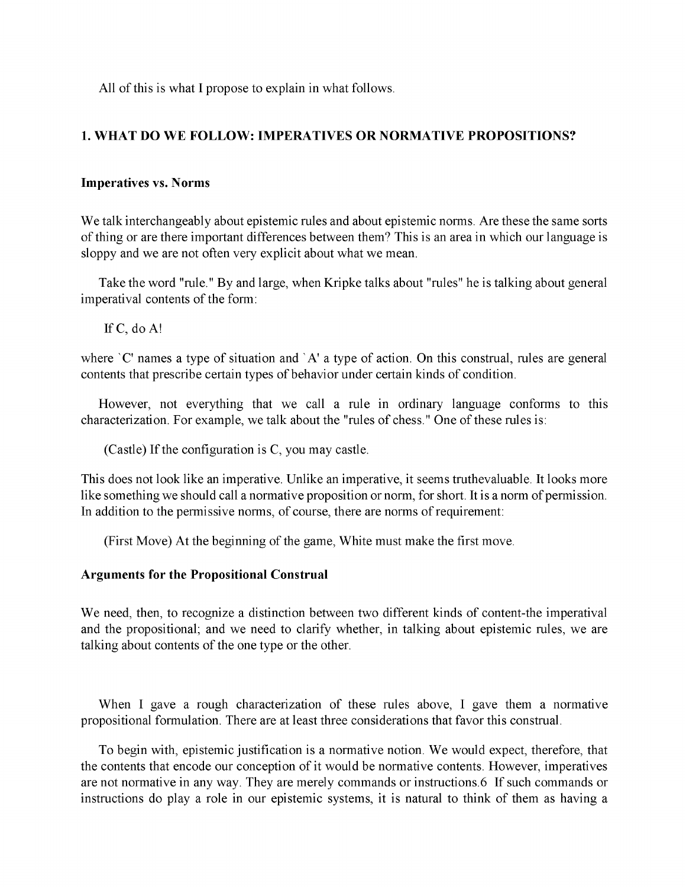All of this is what I propose to explain in what follows.

## 1. WHAT DO WE FOLLOW: IMPERATIVES OR NORMATIVE PROPOSITIONS?

### Imperatives vs. Norms

We talk interchangeably about epistemic rules and about epistemic norms. Are these the same sorts of thing or are there important differences between them? This is an area in which our language is sloppy and we are not often very explicit about what we mean.

Take the word "rule." By and large, when Kripke talks about "rules" he is talking about general imperatival contents of the form:

If C, do A!

where `C' names a type of situation and `A' a type of action. On this construal, rules are general contents that prescribe certain types of behavior under certain kinds of condition.

However, not everything that we call a rule in ordinary language conforms to this characterization. For example, we talk about the "rules of chess." One of these rules is:

(Castle) If the configuration is C, you may castle.

This does not look like an imperative. Unlike an imperative, it seems truthevaluable. It looks more like something we should call a normative proposition or norm, for short. It is a norm of permission. In addition to the permissive norms, of course, there are norms of requirement:

(First Move) At the beginning of the game, White must make the first move.

### Arguments for the Propositional Construal

We need, then, to recognize a distinction between two different kinds of content-the imperatival and the propositional; and we need to clarify whether, in talking about epistemic rules, we are talking about contents of the one type or the other.

When I gave a rough characterization of these rules above, I gave them a normative propositional formulation. There are at least three considerations that favor this construal.

To begin with, epistemic justification is a normative notion. We would expect, therefore, that the contents that encode our conception of it would be normative contents. However, imperatives are not normative in any way. They are merely commands or instructions.6 If such commands or instructions do play a role in our epistemic systems, it is natural to think of them as having a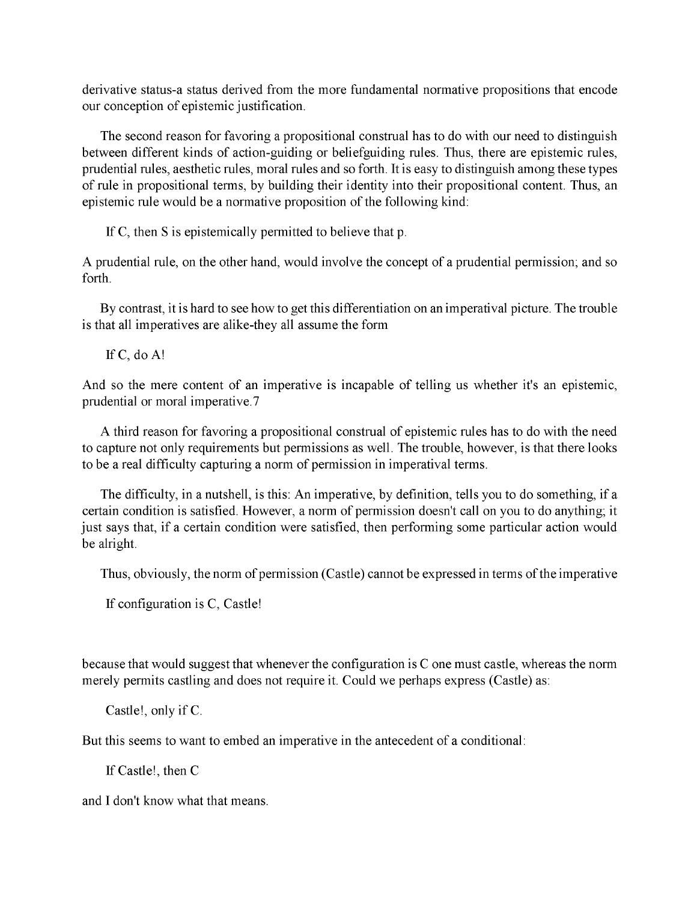derivative status-a status derived from the more fundamental normative propositions that encode our conception of epistemic justification.

The second reason for favoring a propositional construal has to do with our need to distinguish between different kinds of action-guiding or beliefguiding rules. Thus, there are epistemic rules, prudential rules, aesthetic rules, moral rules and so forth. It is easy to distinguish among these types of rule in propositional terms, by building their identity into their propositional content. Thus, an epistemic rule would be a normative proposition of the following kind:

> If C, then S is epistemically permitted to believe that p.

A prudential rule, on the other hand, would involve the concept of a prudential permission; and so forth.

By contrast, it is hard to see how to get this differentiation on an imperatival picture. The trouble is that all imperatives are alike-they all assume the form

> If C, do A!

And so the mere content of an imperative is incapable of telling us whether it's an epistemic, prudential or moral imperative.7

A third reason for favoring a propositional construal of epistemic rules has to do with the need to capture not only requirements but permissions as well. The trouble, however, is that there looks to be a real difficulty capturing a norm of permission in imperatival terms.

The difficulty, in a nutshell, is this: An imperative, by definition, tells you to do something, if a certain condition is satisfied. However, a norm of permission doesn't call on you to do anything; it just says that, if a certain condition were satisfied, then performing some particular action would be alright.

Thus, obviously, the norm of permission (Castle) cannot be expressed in terms of the imperative

> If configuration is C, Castle!

because that would suggest that whenever the configuration is C one must castle, whereas the norm merely permits castling and does not require it. Could we perhaps express (Castle) as:

> Castle!, only if C.

But this seems to want to embed an imperative in the antecedent of a conditional:

> If Castle!, then C

and I don't know what that means.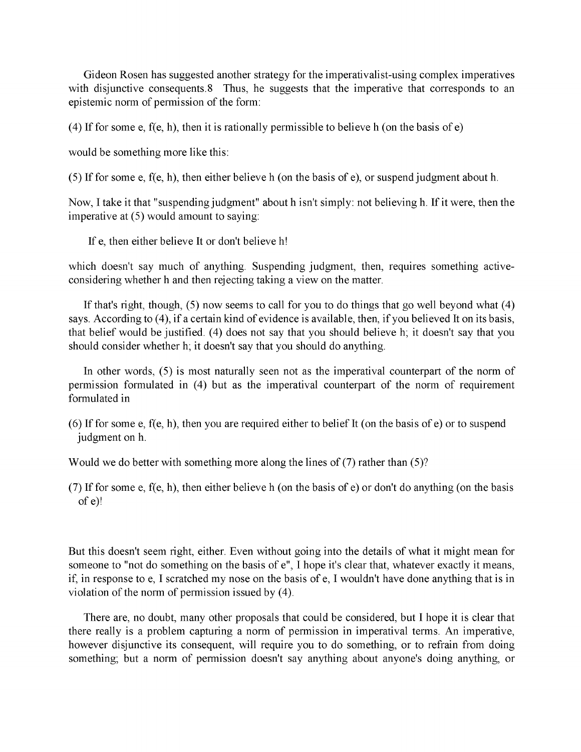Gideon Rosen has suggested another strategy for the imperativalist-using complex imperatives with disjunctive consequents.8 Thus, he suggests that the imperative that corresponds to an epistemic norm of permission of the form:

(4) If for some e, f(e, h), then it is rationally permissible to believe h (on the basis of e)

would be something more like this:

(5) If for some e, f(e, h), then either believe h (on the basis of e), or suspend judgment about h.

Now, I take it that "suspending judgment" about h isn't simply: not believing h. If it were, then the imperative at (5) would amount to saying:

If e, then either believe It or don't believe h!

which doesn't say much of anything. Suspending judgment, then, requires something active-considering whether h and then rejecting taking a view on the matter.

If that's right, though, (5) now seems to call for you to do things that go well beyond what (4) says. According to (4), if a certain kind of evidence is available, then, if you believed It on its basis, that belief would be justified. (4) does not say that you should believe h; it doesn't say that you should consider whether h; it doesn't say that you should do anything.

In other words, (5) is most naturally seen not as the imperatival counterpart of the norm of permission formulated in (4) but as the imperatival counterpart of the norm of requirement formulated in

(6) If for some e, f(e, h), then you are required either to belief It (on the basis of e) or to suspend judgment on h.

Would we do better with something more along the lines of (7) rather than (5)?

(7) If for some e, f(e, h), then either believe h (on the basis of e) or don't do anything (on the basis of e)!

But this doesn't seem right, either. Even without going into the details of what it might mean for someone to "not do something on the basis of e", I hope it's clear that, whatever exactly it means, if, in response to e, I scratched my nose on the basis of e, I wouldn't have done anything that is in violation of the norm of permission issued by (4).

There are, no doubt, many other proposals that could be considered, but I hope it is clear that there really is a problem capturing a norm of permission in imperatival terms. An imperative, however disjunctive its consequent, will require you to do something, or to refrain from doing something; but a norm of permission doesn't say anything about anyone's doing anything, or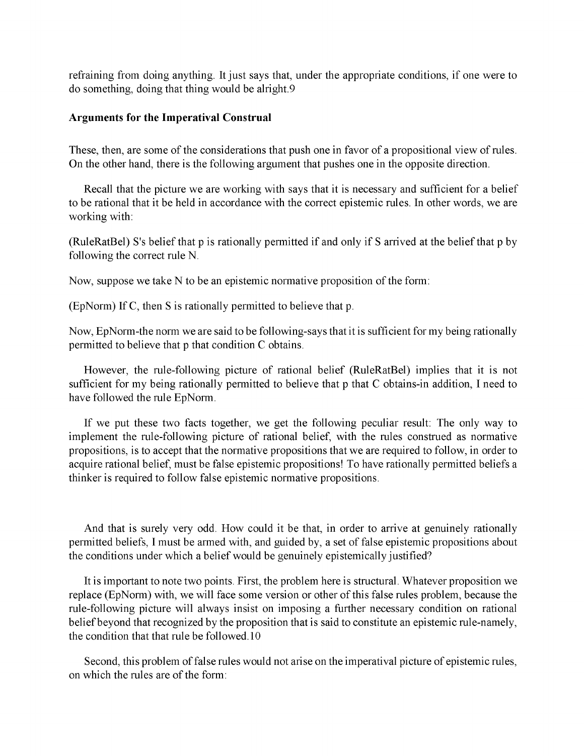refraining from doing anything. It just says that, under the appropriate conditions, if one were to do something, doing that thing would be alright.[9]

**Arguments for the Imperatival Construal**

These, then, are some of the considerations that push one in favor of a propositional view of rules. On the other hand, there is the following argument that pushes one in the opposite direction.

Recall that the picture we are working with says that it is necessary and sufficient for a belief to be rational that it be held in accordance with the correct epistemic rules. In other words, we are working with:

(RuleRatBel) S's belief that p is rationally permitted if and only if S arrived at the belief that p by following the correct rule N.

Now, suppose we take N to be an epistemic normative proposition of the form:

(EpNorm) If C, then S is rationally permitted to believe that p.

Now, EpNorm-the norm we are said to be following-says that it is sufficient for my being rationally permitted to believe that p that condition C obtains.

However, the rule-following picture of rational belief (RuleRatBel) implies that it is not sufficient for my being rationally permitted to believe that p that C obtains-in addition, I need to have followed the rule EpNorm.

If we put these two facts together, we get the following peculiar result: The only way to implement the rule-following picture of rational belief, with the rules construed as normative propositions, is to accept that the normative propositions that we are required to follow, in order to acquire rational belief, must be false epistemic propositions! To have rationally permitted beliefs a thinker is required to follow false epistemic normative propositions.

And that is surely very odd. How could it be that, in order to arrive at genuinely rationally permitted beliefs, I must be armed with, and guided by, a set of false epistemic propositions about the conditions under which a belief would be genuinely epistemically justified?

It is important to note two points. First, the problem here is structural. Whatever proposition we replace (EpNorm) with, we will face some version or other of this false rules problem, because the rule-following picture will always insist on imposing a further necessary condition on rational belief beyond that recognized by the proposition that is said to constitute an epistemic rule-namely, the condition that that rule be followed.[10]

Second, this problem of false rules would not arise on the imperatival picture of epistemic rules, on which the rules are of the form: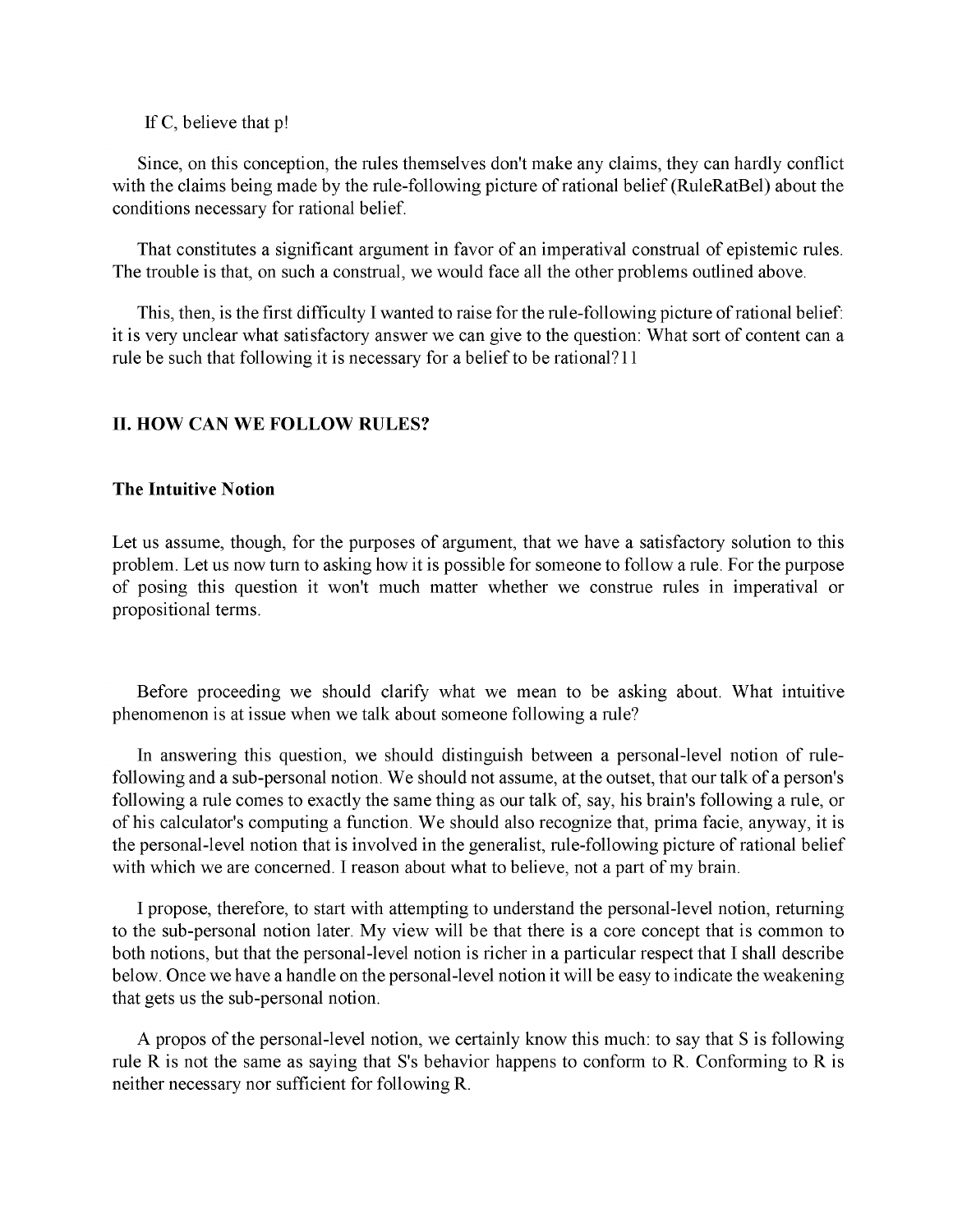If C, believe that p!

Since, on this conception, the rules themselves don't make any claims, they can hardly conflict with the claims being made by the rule-following picture of rational belief (RuleRatBel) about the conditions necessary for rational belief.

That constitutes a significant argument in favor of an imperatival construal of epistemic rules. The trouble is that, on such a construal, we would face all the other problems outlined above.

This, then, is the first difficulty I wanted to raise for the rule-following picture of rational belief: it is very unclear what satisfactory answer we can give to the question: What sort of content can a rule be such that following it is necessary for a belief to be rational?[11]

## II. HOW CAN WE FOLLOW RULES?

### The Intuitive Notion

Let us assume, though, for the purposes of argument, that we have a satisfactory solution to this problem. Let us now turn to asking how it is possible for someone to follow a rule. For the purpose of posing this question it won't much matter whether we construe rules in imperatival or propositional terms.

Before proceeding we should clarify what we mean to be asking about. What intuitive phenomenon is at issue when we talk about someone following a rule?

In answering this question, we should distinguish between a personal-level notion of rule-following and a sub-personal notion. We should not assume, at the outset, that our talk of a person's following a rule comes to exactly the same thing as our talk of, say, his brain's following a rule, or of his calculator's computing a function. We should also recognize that, prima facie, anyway, it is the personal-level notion that is involved in the generalist, rule-following picture of rational belief with which we are concerned. I reason about what to believe, not a part of my brain.

I propose, therefore, to start with attempting to understand the personal-level notion, returning to the sub-personal notion later. My view will be that there is a core concept that is common to both notions, but that the personal-level notion is richer in a particular respect that I shall describe below. Once we have a handle on the personal-level notion it will be easy to indicate the weakening that gets us the sub-personal notion.

A propos of the personal-level notion, we certainly know this much: to say that S is following rule R is not the same as saying that S's behavior happens to conform to R. Conforming to R is neither necessary nor sufficient for following R.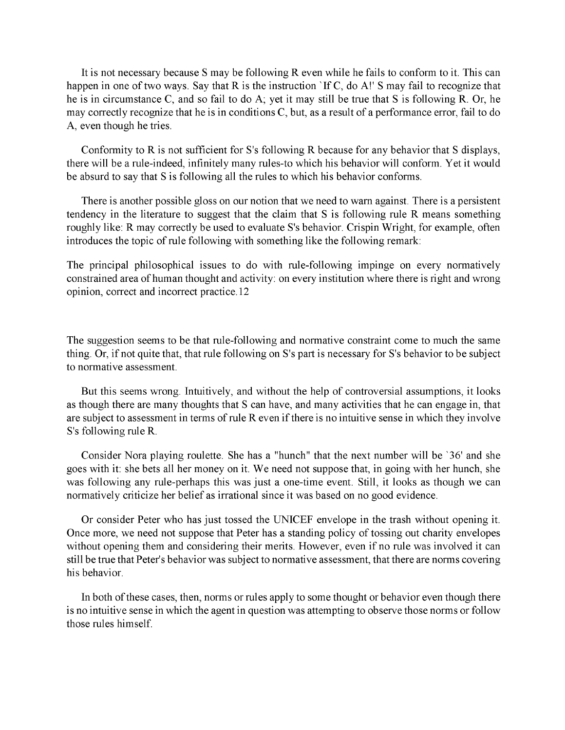It is not necessary because S may be following R even while he fails to conform to it. This can happen in one of two ways. Say that R is the instruction `If C, do A!' S may fail to recognize that he is in circumstance C, and so fail to do A; yet it may still be true that S is following R. Or, he may correctly recognize that he is in conditions C, but, as a result of a performance error, fail to do A, even though he tries.

Conformity to R is not sufficient for S's following R because for any behavior that S displays, there will be a rule-indeed, infinitely many rules-to which his behavior will conform. Yet it would be absurd to say that S is following all the rules to which his behavior conforms.

There is another possible gloss on our notion that we need to warn against. There is a persistent tendency in the literature to suggest that the claim that S is following rule R means something roughly like: R may correctly be used to evaluate S's behavior. Crispin Wright, for example, often introduces the topic of rule following with something like the following remark:

The principal philosophical issues to do with rule-following impinge on every normatively constrained area of human thought and activity: on every institution where there is right and wrong opinion, correct and incorrect practice.12

The suggestion seems to be that rule-following and normative constraint come to much the same thing. Or, if not quite that, that rule following on S's part is necessary for S's behavior to be subject to normative assessment.

But this seems wrong. Intuitively, and without the help of controversial assumptions, it looks as though there are many thoughts that S can have, and many activities that he can engage in, that are subject to assessment in terms of rule R even if there is no intuitive sense in which they involve S's following rule R.

Consider Nora playing roulette. She has a "hunch" that the next number will be `36' and she goes with it: she bets all her money on it. We need not suppose that, in going with her hunch, she was following any rule-perhaps this was just a one-time event. Still, it looks as though we can normatively criticize her belief as irrational since it was based on no good evidence.

Or consider Peter who has just tossed the UNICEF envelope in the trash without opening it. Once more, we need not suppose that Peter has a standing policy of tossing out charity envelopes without opening them and considering their merits. However, even if no rule was involved it can still be true that Peter's behavior was subject to normative assessment, that there are norms covering his behavior.

In both of these cases, then, norms or rules apply to some thought or behavior even though there is no intuitive sense in which the agent in question was attempting to observe those norms or follow those rules himself.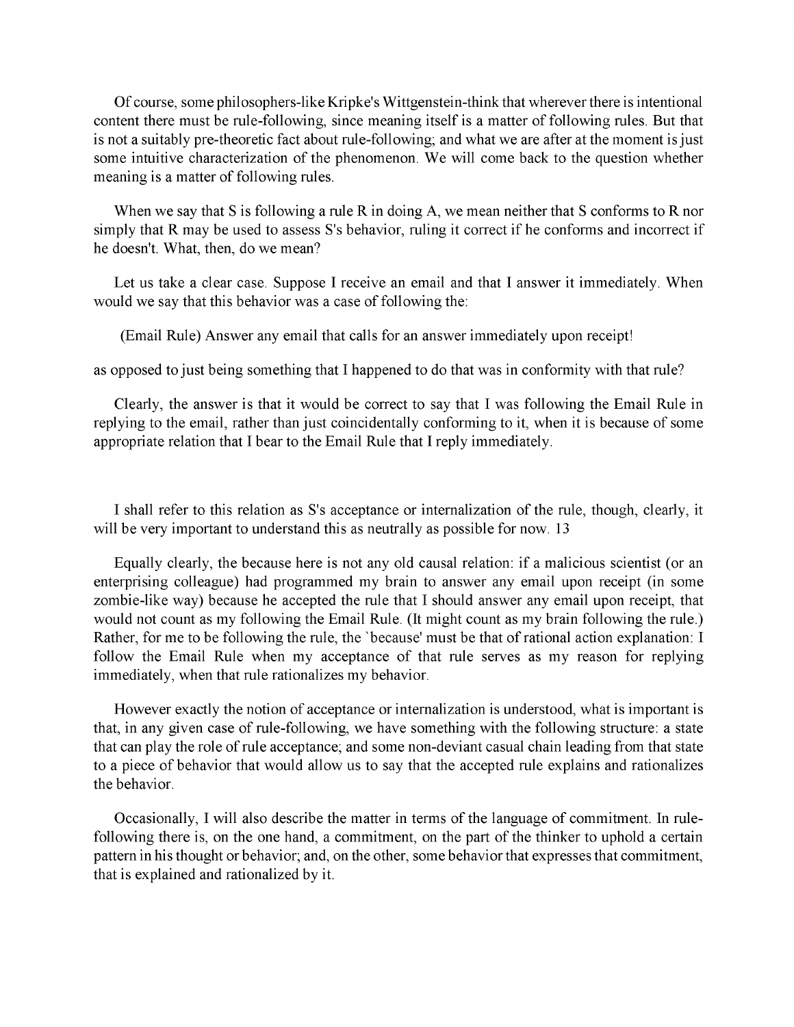Of course, some philosophers-like Kripke's Wittgenstein-think that wherever there is intentional content there must be rule-following, since meaning itself is a matter of following rules. But that is not a suitably pre-theoretic fact about rule-following; and what we are after at the moment is just some intuitive characterization of the phenomenon. We will come back to the question whether meaning is a matter of following rules.

When we say that S is following a rule R in doing A, we mean neither that S conforms to R nor simply that R may be used to assess S's behavior, ruling it correct if he conforms and incorrect if he doesn't. What, then, do we mean?

Let us take a clear case. Suppose I receive an email and that I answer it immediately. When would we say that this behavior was a case of following the:

(Email Rule) Answer any email that calls for an answer immediately upon receipt!

as opposed to just being something that I happened to do that was in conformity with that rule?

Clearly, the answer is that it would be correct to say that I was following the Email Rule in replying to the email, rather than just coincidentally conforming to it, when it is because of some appropriate relation that I bear to the Email Rule that I reply immediately.

I shall refer to this relation as S's acceptance or internalization of the rule, though, clearly, it will be very important to understand this as neutrally as possible for now. 13

Equally clearly, the because here is not any old causal relation: if a malicious scientist (or an enterprising colleague) had programmed my brain to answer any email upon receipt (in some zombie-like way) because he accepted the rule that I should answer any email upon receipt, that would not count as my following the Email Rule. (It might count as my brain following the rule.) Rather, for me to be following the rule, the `because' must be that of rational action explanation: I follow the Email Rule when my acceptance of that rule serves as my reason for replying immediately, when that rule rationalizes my behavior.

However exactly the notion of acceptance or internalization is understood, what is important is that, in any given case of rule-following, we have something with the following structure: a state that can play the role of rule acceptance; and some non-deviant casual chain leading from that state to a piece of behavior that would allow us to say that the accepted rule explains and rationalizes the behavior.

Occasionally, I will also describe the matter in terms of the language of commitment. In rule-following there is, on the one hand, a commitment, on the part of the thinker to uphold a certain pattern in his thought or behavior; and, on the other, some behavior that expresses that commitment, that is explained and rationalized by it.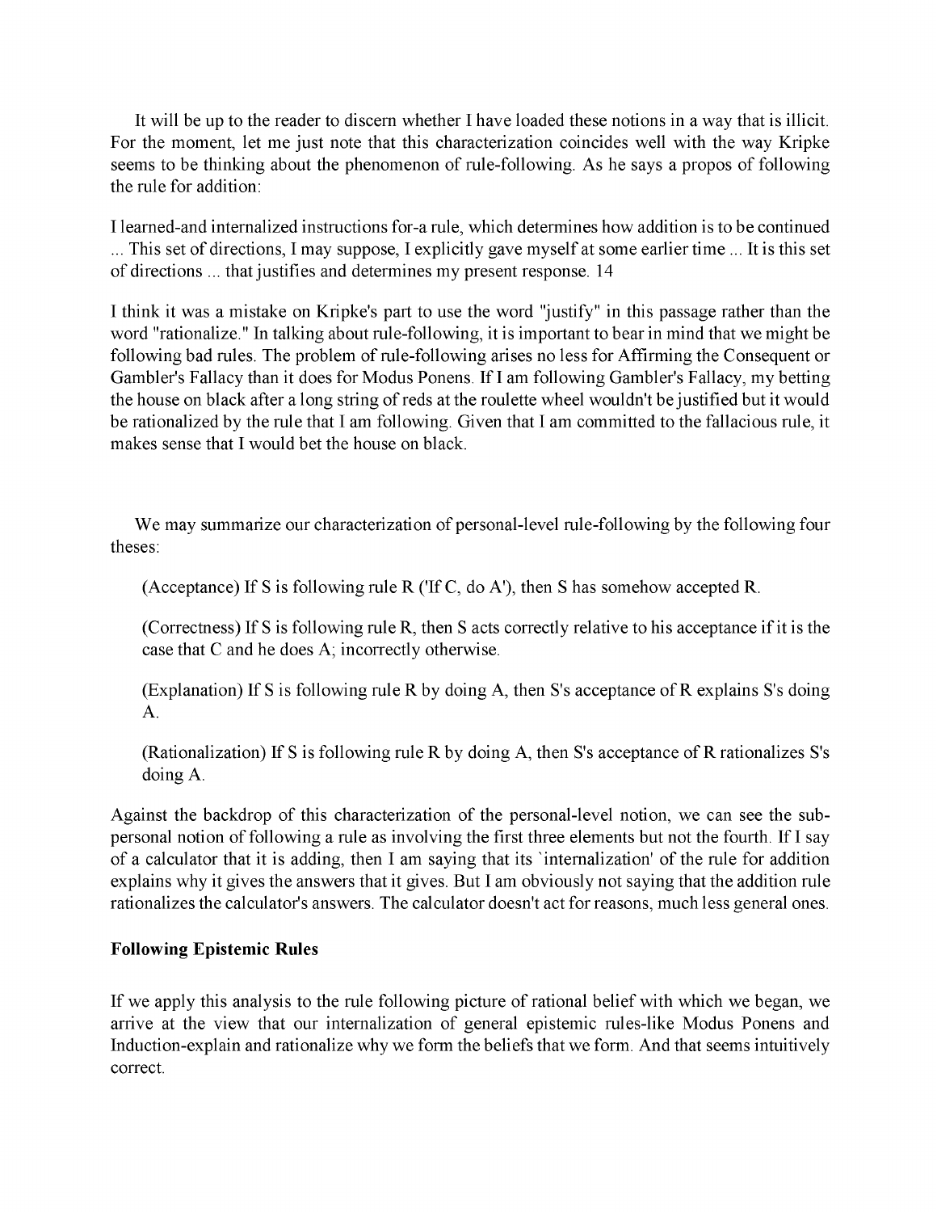It will be up to the reader to discern whether I have loaded these notions in a way that is illicit. For the moment, let me just note that this characterization coincides well with the way Kripke seems to be thinking about the phenomenon of rule-following. As he says a propos of following the rule for addition:

I learned-and internalized instructions for-a rule, which determines how addition is to be continued ... This set of directions, I may suppose, I explicitly gave myself at some earlier time ... It is this set of directions ... that justifies and determines my present response. 14

I think it was a mistake on Kripke's part to use the word "justify" in this passage rather than the word "rationalize." In talking about rule-following, it is important to bear in mind that we might be following bad rules. The problem of rule-following arises no less for Affirming the Consequent or Gambler's Fallacy than it does for Modus Ponens. If I am following Gambler's Fallacy, my betting the house on black after a long string of reds at the roulette wheel wouldn't be justified but it would be rationalized by the rule that I am following. Given that I am committed to the fallacious rule, it makes sense that I would bet the house on black.

We may summarize our characterization of personal-level rule-following by the following four theses:

(Acceptance) If S is following rule R ('If C, do A'), then S has somehow accepted R.

(Correctness) If S is following rule R, then S acts correctly relative to his acceptance if it is the case that C and he does A; incorrectly otherwise.

(Explanation) If S is following rule R by doing A, then S's acceptance of R explains S's doing A.

(Rationalization) If S is following rule R by doing A, then S's acceptance of R rationalizes S's doing A.

Against the backdrop of this characterization of the personal-level notion, we can see the sub-personal notion of following a rule as involving the first three elements but not the fourth. If I say of a calculator that it is adding, then I am saying that its `internalization' of the rule for addition explains why it gives the answers that it gives. But I am obviously not saying that the addition rule rationalizes the calculator's answers. The calculator doesn't act for reasons, much less general ones.

### Following Epistemic Rules

If we apply this analysis to the rule following picture of rational belief with which we began, we arrive at the view that our internalization of general epistemic rules-like Modus Ponens and Induction-explain and rationalize why we form the beliefs that we form. And that seems intuitively correct.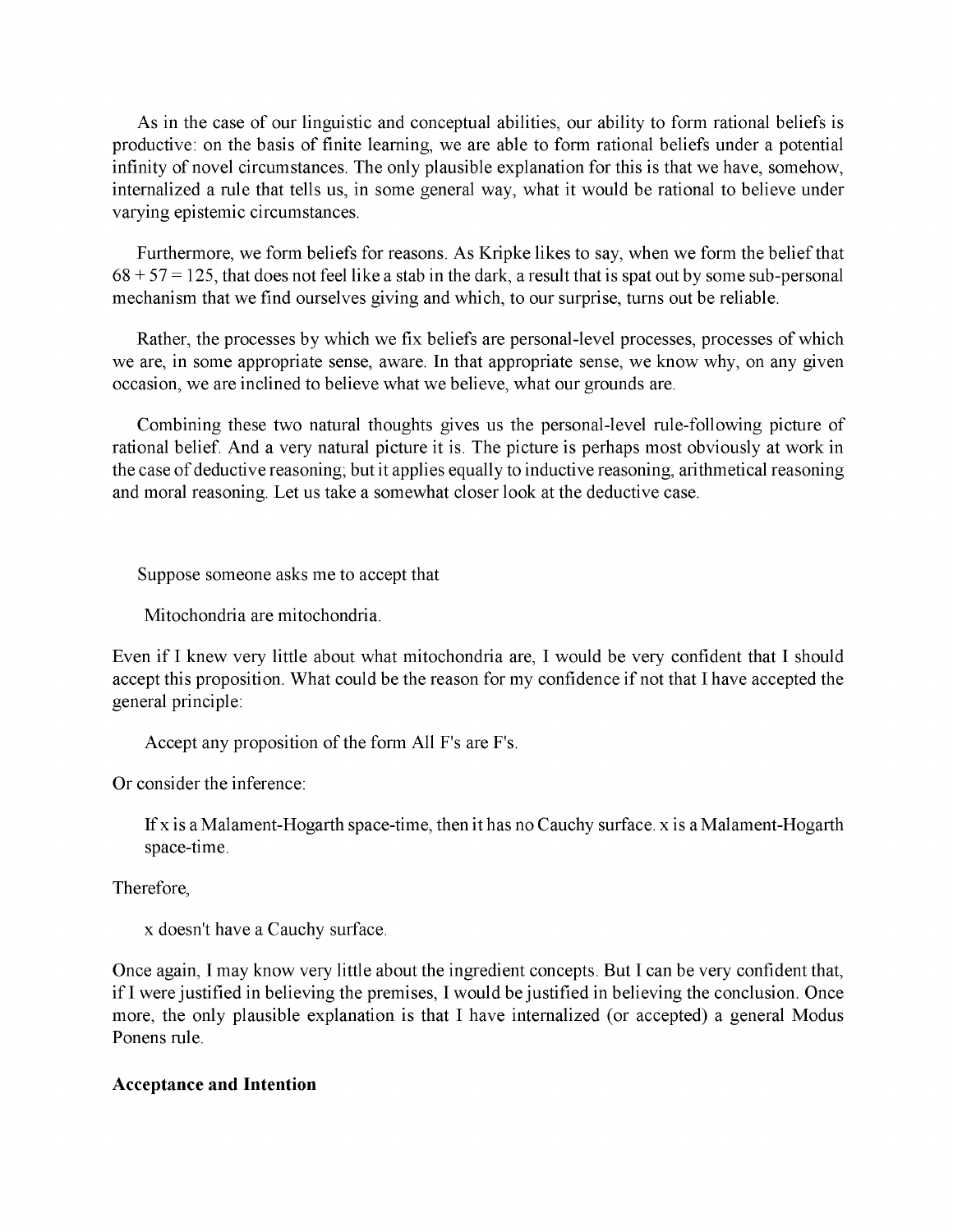As in the case of our linguistic and conceptual abilities, our ability to form rational beliefs is productive: on the basis of finite learning, we are able to form rational beliefs under a potential infinity of novel circumstances. The only plausible explanation for this is that we have, somehow, internalized a rule that tells us, in some general way, what it would be rational to believe under varying epistemic circumstances.

Furthermore, we form beliefs for reasons. As Kripke likes to say, when we form the belief that $68 + 57 = 125$, that does not feel like a stab in the dark, a result that is spat out by some sub-personal mechanism that we find ourselves giving and which, to our surprise, turns out be reliable.

Rather, the processes by which we fix beliefs are personal-level processes, processes of which we are, in some appropriate sense, aware. In that appropriate sense, we know why, on any given occasion, we are inclined to believe what we believe, what our grounds are.

Combining these two natural thoughts gives us the personal-level rule-following picture of rational belief. And a very natural picture it is. The picture is perhaps most obviously at work in the case of deductive reasoning; but it applies equally to inductive reasoning, arithmetical reasoning and moral reasoning. Let us take a somewhat closer look at the deductive case.

Suppose someone asks me to accept that

> Mitochondria are mitochondria.

Even if I knew very little about what mitochondria are, I would be very confident that I should accept this proposition. What could be the reason for my confidence if not that I have accepted the general principle:

> Accept any proposition of the form All F's are F's.

Or consider the inference:

> If x is a Malament-Hogarth space-time, then it has no Cauchy surface. x is a Malament-Hogarth space-time.

Therefore,

> x doesn't have a Cauchy surface.

Once again, I may know very little about the ingredient concepts. But I can be very confident that, if I were justified in believing the premises, I would be justified in believing the conclusion. Once more, the only plausible explanation is that I have internalized (or accepted) a general Modus Ponens rule.

**Acceptance and Intention**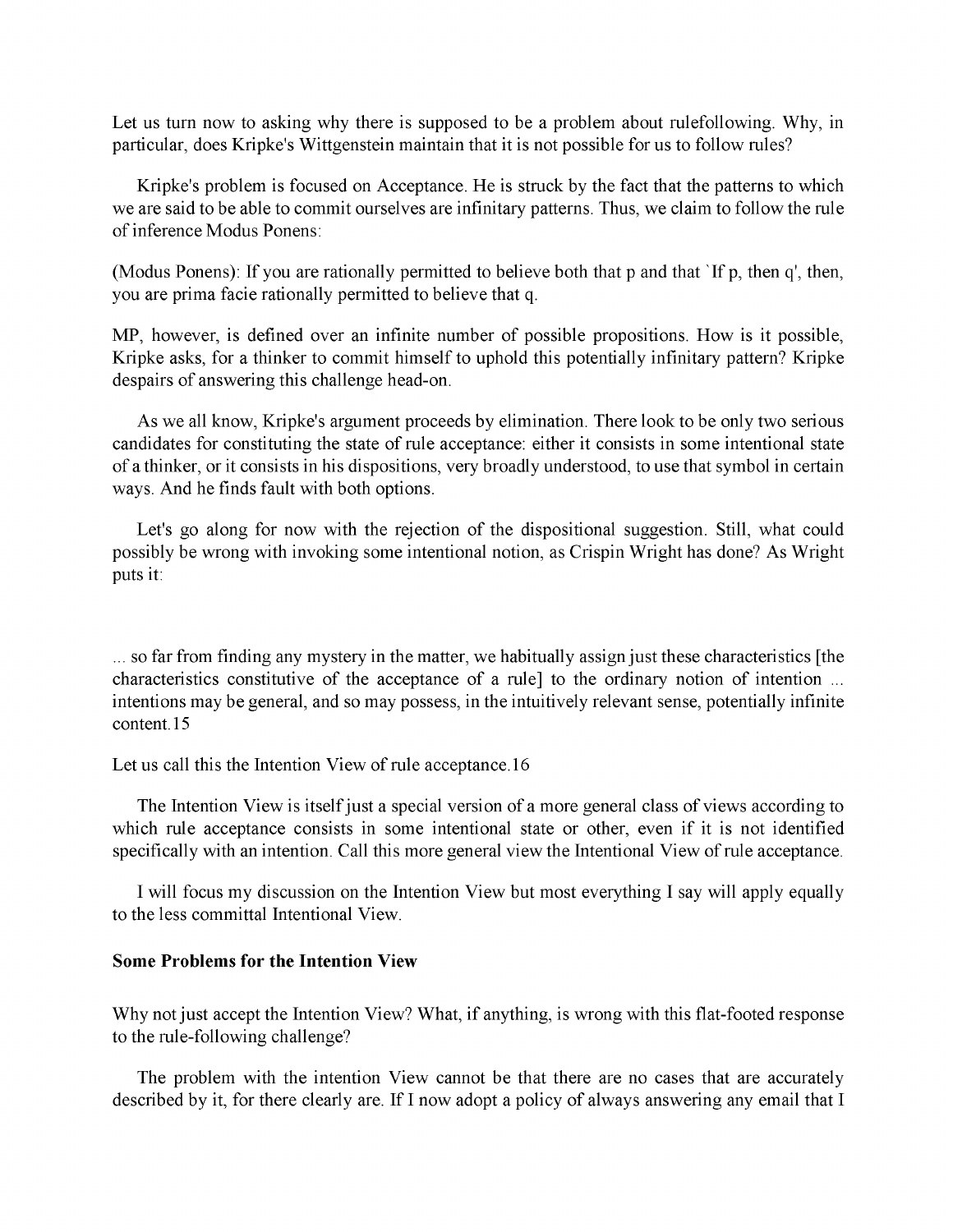Let us turn now to asking why there is supposed to be a problem about rulefollowing. Why, in particular, does Kripke's Wittgenstein maintain that it is not possible for us to follow rules?

Kripke's problem is focused on Acceptance. He is struck by the fact that the patterns to which we are said to be able to commit ourselves are infinitary patterns. Thus, we claim to follow the rule of inference Modus Ponens:

(Modus Ponens): If you are rationally permitted to believe both that p and that `If p, then q', then, you are prima facie rationally permitted to believe that q.

MP, however, is defined over an infinite number of possible propositions. How is it possible, Kripke asks, for a thinker to commit himself to uphold this potentially infinitary pattern? Kripke despairs of answering this challenge head-on.

As we all know, Kripke's argument proceeds by elimination. There look to be only two serious candidates for constituting the state of rule acceptance: either it consists in some intentional state of a thinker, or it consists in his dispositions, very broadly understood, to use that symbol in certain ways. And he finds fault with both options.

Let's go along for now with the rejection of the dispositional suggestion. Still, what could possibly be wrong with invoking some intentional notion, as Crispin Wright has done? As Wright puts it:

... so far from finding any mystery in the matter, we habitually assign just these characteristics [the characteristics constitutive of the acceptance of a rule] to the ordinary notion of intention ... intentions may be general, and so may possess, in the intuitively relevant sense, potentially infinite content.15

Let us call this the Intention View of rule acceptance.16

The Intention View is itself just a special version of a more general class of views according to which rule acceptance consists in some intentional state or other, even if it is not identified specifically with an intention. Call this more general view the Intentional View of rule acceptance.

I will focus my discussion on the Intention View but most everything I say will apply equally to the less committal Intentional View.

**Some Problems for the Intention View**

Why not just accept the Intention View? What, if anything, is wrong with this flat-footed response to the rule-following challenge?

The problem with the intention View cannot be that there are no cases that are accurately described by it, for there clearly are. If I now adopt a policy of always answering any email that I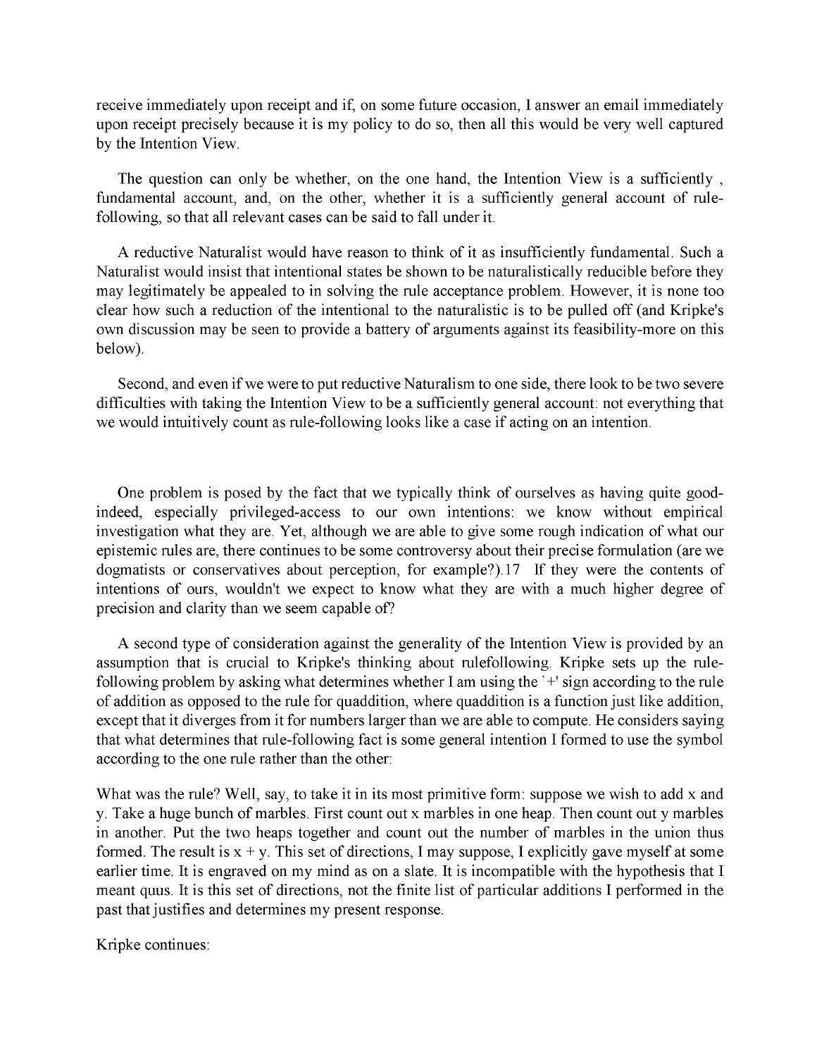receive immediately upon receipt and if, on some future occasion, I answer an email immediately upon receipt precisely because it is my policy to do so, then all this would be very well captured by the Intention View.

The question can only be whether, on the one hand, the Intention View is a sufficiently , fundamental account, and, on the other, whether it is a sufficiently general account of rule-following, so that all relevant cases can be said to fall under it.

A reductive Naturalist would have reason to think of it as insufficiently fundamental. Such a Naturalist would insist that intentional states be shown to be naturalistically reducible before they may legitimately be appealed to in solving the rule acceptance problem. However, it is none too clear how such a reduction of the intentional to the naturalistic is to be pulled off (and Kripke's own discussion may be seen to provide a battery of arguments against its feasibility-more on this below).

Second, and even if we were to put reductive Naturalism to one side, there look to be two severe difficulties with taking the Intention View to be a sufficiently general account: not everything that we would intuitively count as rule-following looks like a case if acting on an intention.

One problem is posed by the fact that we typically think of ourselves as having quite good-indeed, especially privileged-access to our own intentions: we know without empirical investigation what they are. Yet, although we are able to give some rough indication of what our epistemic rules are, there continues to be some controversy about their precise formulation (are we dogmatists or conservatives about perception, for example?).17 If they were the contents of intentions of ours, wouldn't we expect to know what they are with a much higher degree of precision and clarity than we seem capable of?

A second type of consideration against the generality of the Intention View is provided by an assumption that is crucial to Kripke's thinking about rulefollowing. Kripke sets up the rule-following problem by asking what determines whether I am using the `+' sign according to the rule of addition as opposed to the rule for quaddition, where quaddition is a function just like addition, except that it diverges from it for numbers larger than we are able to compute. He considers saying that what determines that rule-following fact is some general intention I formed to use the symbol according to the one rule rather than the other:

What was the rule? Well, say, to take it in its most primitive form: suppose we wish to add x and y. Take a huge bunch of marbles. First count out x marbles in one heap. Then count out y marbles in another. Put the two heaps together and count out the number of marbles in the union thus formed. The result is x + y. This set of directions, I may suppose, I explicitly gave myself at some earlier time. It is engraved on my mind as on a slate. It is incompatible with the hypothesis that I meant quus. It is this set of directions, not the finite list of particular additions I performed in the past that justifies and determines my present response.

Kripke continues: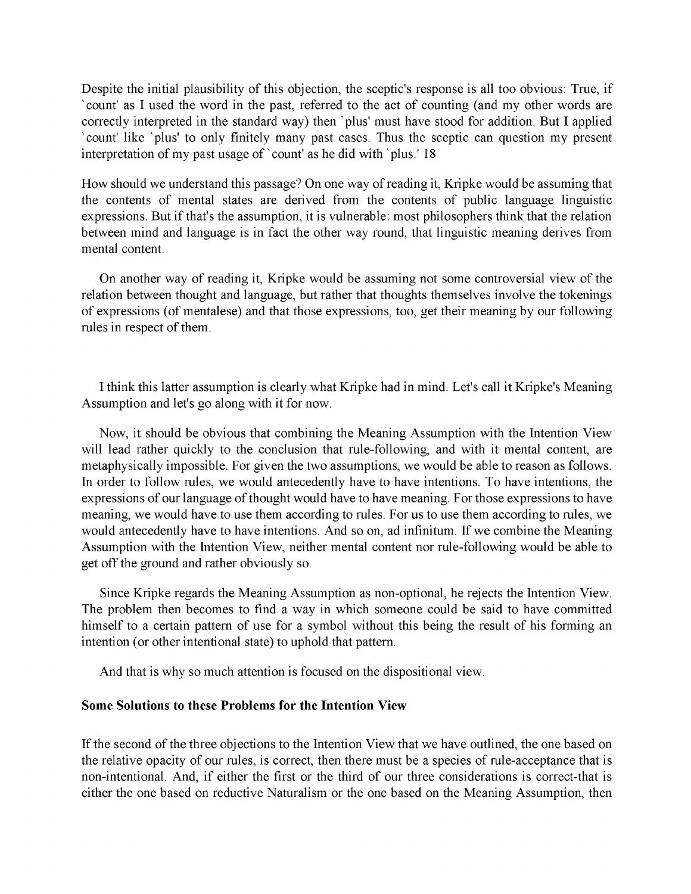Despite the initial plausibility of this objection, the sceptic's response is all too obvious: True, if `count' as I used the word in the past, referred to the act of counting (and my other words are correctly interpreted in the standard way) then `plus' must have stood for addition. But I applied `count' like `plus' to only finitely many past cases. Thus the sceptic can question my present interpretation of my past usage of `count' as he did with `plus.' 18

How should we understand this passage? On one way of reading it, Kripke would be assuming that the contents of mental states are derived from the contents of public language linguistic expressions. But if that's the assumption, it is vulnerable: most philosophers think that the relation between mind and language is in fact the other way round, that linguistic meaning derives from mental content.

On another way of reading it, Kripke would be assuming not some controversial view of the relation between thought and language, but rather that thoughts themselves involve the tokenings of expressions (of mentalese) and that those expressions, too, get their meaning by our following rules in respect of them.

I think this latter assumption is clearly what Kripke had in mind. Let's call it Kripke's Meaning Assumption and let's go along with it for now.

Now, it should be obvious that combining the Meaning Assumption with the Intention View will lead rather quickly to the conclusion that rule-following, and with it mental content, are metaphysically impossible. For given the two assumptions, we would be able to reason as follows. In order to follow rules, we would antecedently have to have intentions. To have intentions, the expressions of our language of thought would have to have meaning. For those expressions to have meaning, we would have to use them according to rules. For us to use them according to rules, we would antecedently have to have intentions. And so on, ad infinitum. If we combine the Meaning Assumption with the Intention View, neither mental content nor rule-following would be able to get off the ground and rather obviously so.

Since Kripke regards the Meaning Assumption as non-optional, he rejects the Intention View. The problem then becomes to find a way in which someone could be said to have committed himself to a certain pattern of use for a symbol without this being the result of his forming an intention (or other intentional state) to uphold that pattern.

And that is why so much attention is focused on the dispositional view.

**Some Solutions to these Problems for the Intention View**

If the second of the three objections to the Intention View that we have outlined, the one based on the relative opacity of our rules, is correct, then there must be a species of rule-acceptance that is non-intentional. And, if either the first or the third of our three considerations is correct-that is either the one based on reductive Naturalism or the one based on the Meaning Assumption, then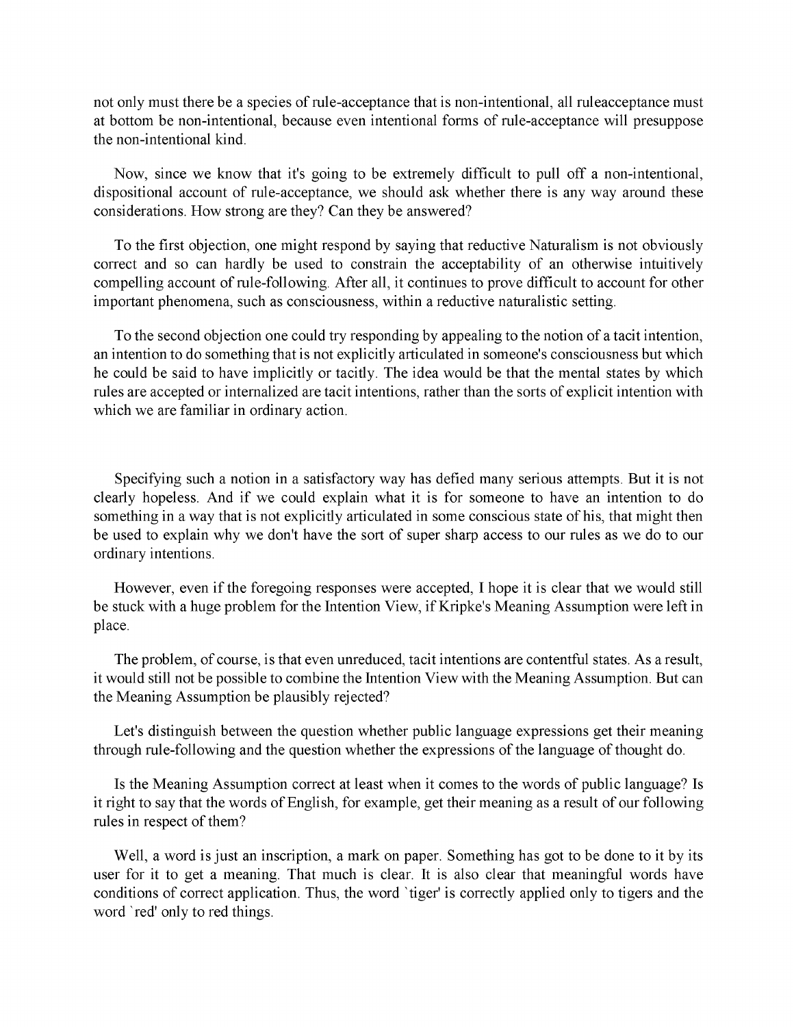not only must there be a species of rule-acceptance that is non-intentional, all ruleacceptance must at bottom be non-intentional, because even intentional forms of rule-acceptance will presuppose the non-intentional kind.

Now, since we know that it's going to be extremely difficult to pull off a non-intentional, dispositional account of rule-acceptance, we should ask whether there is any way around these considerations. How strong are they? Can they be answered?

To the first objection, one might respond by saying that reductive Naturalism is not obviously correct and so can hardly be used to constrain the acceptability of an otherwise intuitively compelling account of rule-following. After all, it continues to prove difficult to account for other important phenomena, such as consciousness, within a reductive naturalistic setting.

To the second objection one could try responding by appealing to the notion of a tacit intention, an intention to do something that is not explicitly articulated in someone's consciousness but which he could be said to have implicitly or tacitly. The idea would be that the mental states by which rules are accepted or internalized are tacit intentions, rather than the sorts of explicit intention with which we are familiar in ordinary action.

Specifying such a notion in a satisfactory way has defied many serious attempts. But it is not clearly hopeless. And if we could explain what it is for someone to have an intention to do something in a way that is not explicitly articulated in some conscious state of his, that might then be used to explain why we don't have the sort of super sharp access to our rules as we do to our ordinary intentions.

However, even if the foregoing responses were accepted, I hope it is clear that we would still be stuck with a huge problem for the Intention View, if Kripke's Meaning Assumption were left in place.

The problem, of course, is that even unreduced, tacit intentions are contentful states. As a result, it would still not be possible to combine the Intention View with the Meaning Assumption. But can the Meaning Assumption be plausibly rejected?

Let's distinguish between the question whether public language expressions get their meaning through rule-following and the question whether the expressions of the language of thought do.

Is the Meaning Assumption correct at least when it comes to the words of public language? Is it right to say that the words of English, for example, get their meaning as a result of our following rules in respect of them?

Well, a word is just an inscription, a mark on paper. Something has got to be done to it by its user for it to get a meaning. That much is clear. It is also clear that meaningful words have conditions of correct application. Thus, the word `tiger' is correctly applied only to tigers and the word `red' only to red things.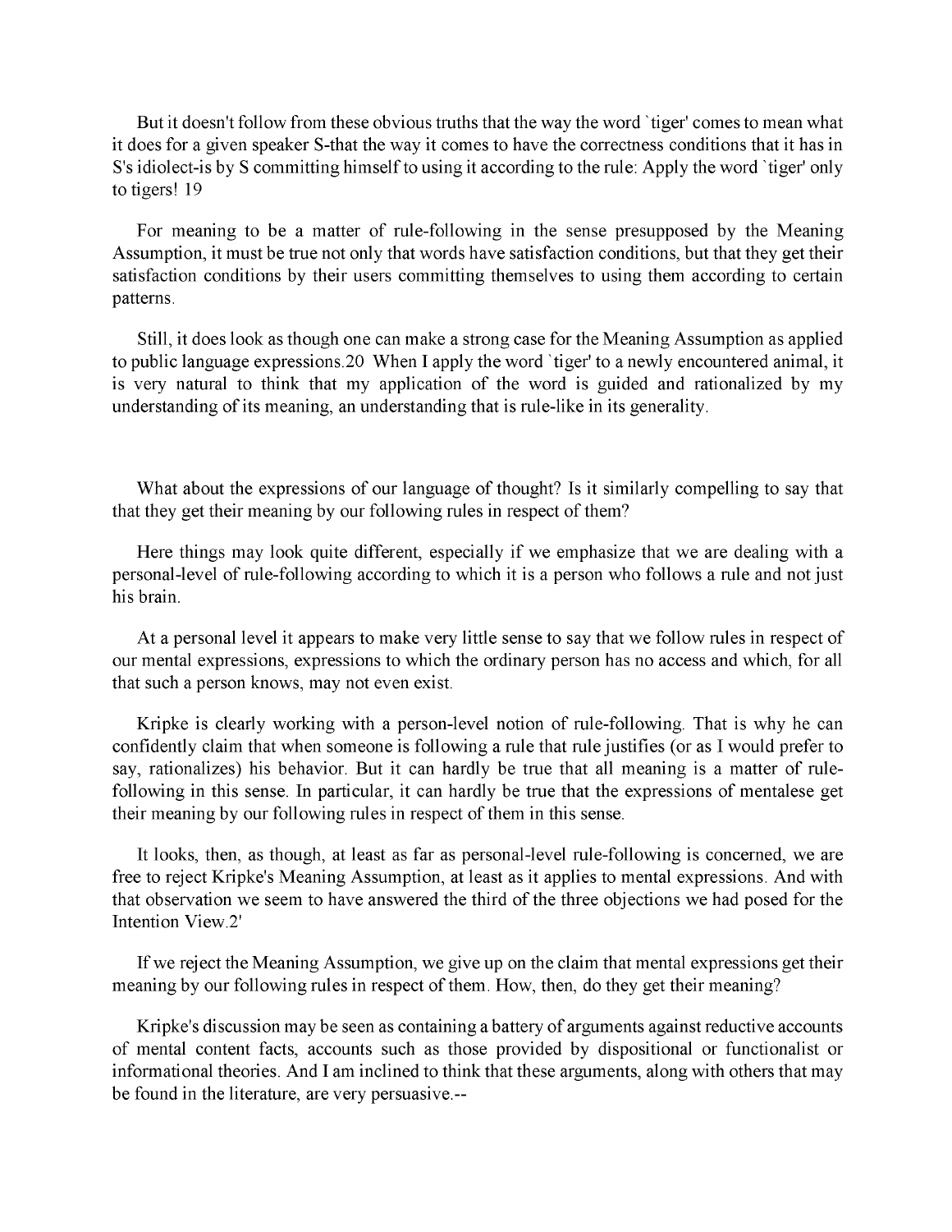But it doesn't follow from these obvious truths that the way the word `tiger' comes to mean what it does for a given speaker S-that the way it comes to have the correctness conditions that it has in S's idiolect-is by S committing himself to using it according to the rule: Apply the word `tiger' only to tigers! 19

For meaning to be a matter of rule-following in the sense presupposed by the Meaning Assumption, it must be true not only that words have satisfaction conditions, but that they get their satisfaction conditions by their users committing themselves to using them according to certain patterns.

Still, it does look as though one can make a strong case for the Meaning Assumption as applied to public language expressions.20 When I apply the word `tiger' to a newly encountered animal, it is very natural to think that my application of the word is guided and rationalized by my understanding of its meaning, an understanding that is rule-like in its generality.

What about the expressions of our language of thought? Is it similarly compelling to say that that they get their meaning by our following rules in respect of them?

Here things may look quite different, especially if we emphasize that we are dealing with a personal-level of rule-following according to which it is a person who follows a rule and not just his brain.

At a personal level it appears to make very little sense to say that we follow rules in respect of our mental expressions, expressions to which the ordinary person has no access and which, for all that such a person knows, may not even exist.

Kripke is clearly working with a person-level notion of rule-following. That is why he can confidently claim that when someone is following a rule that rule justifies (or as I would prefer to say, rationalizes) his behavior. But it can hardly be true that all meaning is a matter of rule-following in this sense. In particular, it can hardly be true that the expressions of mentalese get their meaning by our following rules in respect of them in this sense.

It looks, then, as though, at least as far as personal-level rule-following is concerned, we are free to reject Kripke's Meaning Assumption, at least as it applies to mental expressions. And with that observation we seem to have answered the third of the three objections we had posed for the Intention View.2'

If we reject the Meaning Assumption, we give up on the claim that mental expressions get their meaning by our following rules in respect of them. How, then, do they get their meaning?

Kripke's discussion may be seen as containing a battery of arguments against reductive accounts of mental content facts, accounts such as those provided by dispositional or functionalist or informational theories. And I am inclined to think that these arguments, along with others that may be found in the literature, are very persuasive.--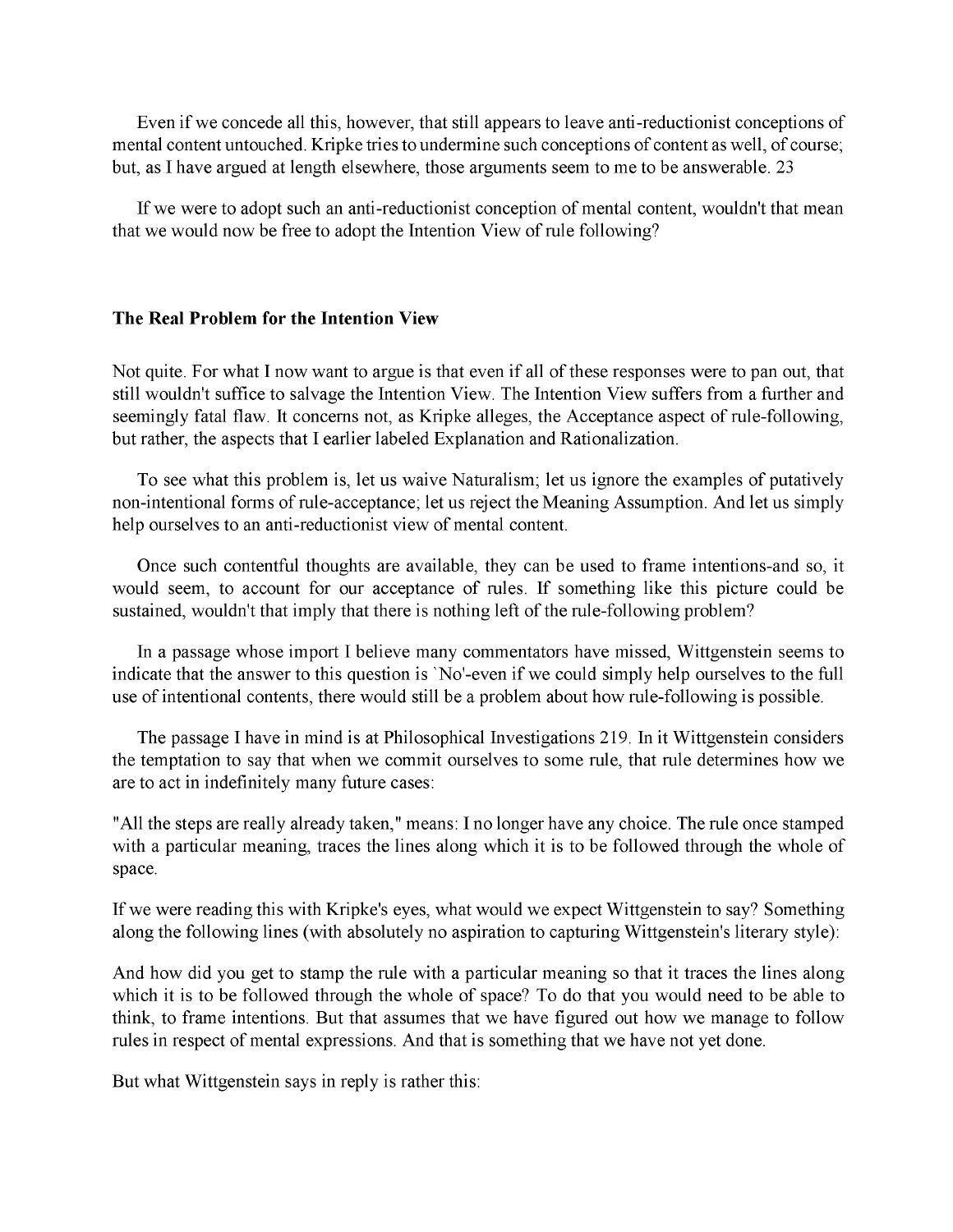Even if we concede all this, however, that still appears to leave anti-reductionist conceptions of mental content untouched. Kripke tries to undermine such conceptions of content as well, of course; but, as I have argued at length elsewhere, those arguments seem to me to be answerable. 23

If we were to adopt such an anti-reductionist conception of mental content, wouldn't that mean that we would now be free to adopt the Intention View of rule following?

### The Real Problem for the Intention View

Not quite. For what I now want to argue is that even if all of these responses were to pan out, that still wouldn't suffice to salvage the Intention View. The Intention View suffers from a further and seemingly fatal flaw. It concerns not, as Kripke alleges, the Acceptance aspect of rule-following, but rather, the aspects that I earlier labeled Explanation and Rationalization.

To see what this problem is, let us waive Naturalism; let us ignore the examples of putatively non-intentional forms of rule-acceptance; let us reject the Meaning Assumption. And let us simply help ourselves to an anti-reductionist view of mental content.

Once such contentful thoughts are available, they can be used to frame intentions-and so, it would seem, to account for our acceptance of rules. If something like this picture could be sustained, wouldn't that imply that there is nothing left of the rule-following problem?

In a passage whose import I believe many commentators have missed, Wittgenstein seems to indicate that the answer to this question is `No'-even if we could simply help ourselves to the full use of intentional contents, there would still be a problem about how rule-following is possible.

The passage I have in mind is at Philosophical Investigations 219. In it Wittgenstein considers the temptation to say that when we commit ourselves to some rule, that rule determines how we are to act in indefinitely many future cases:

"All the steps are really already taken," means: I no longer have any choice. The rule once stamped with a particular meaning, traces the lines along which it is to be followed through the whole of space.

If we were reading this with Kripke's eyes, what would we expect Wittgenstein to say? Something along the following lines (with absolutely no aspiration to capturing Wittgenstein's literary style):

And how did you get to stamp the rule with a particular meaning so that it traces the lines along which it is to be followed through the whole of space? To do that you would need to be able to think, to frame intentions. But that assumes that we have figured out how we manage to follow rules in respect of mental expressions. And that is something that we have not yet done.

But what Wittgenstein says in reply is rather this: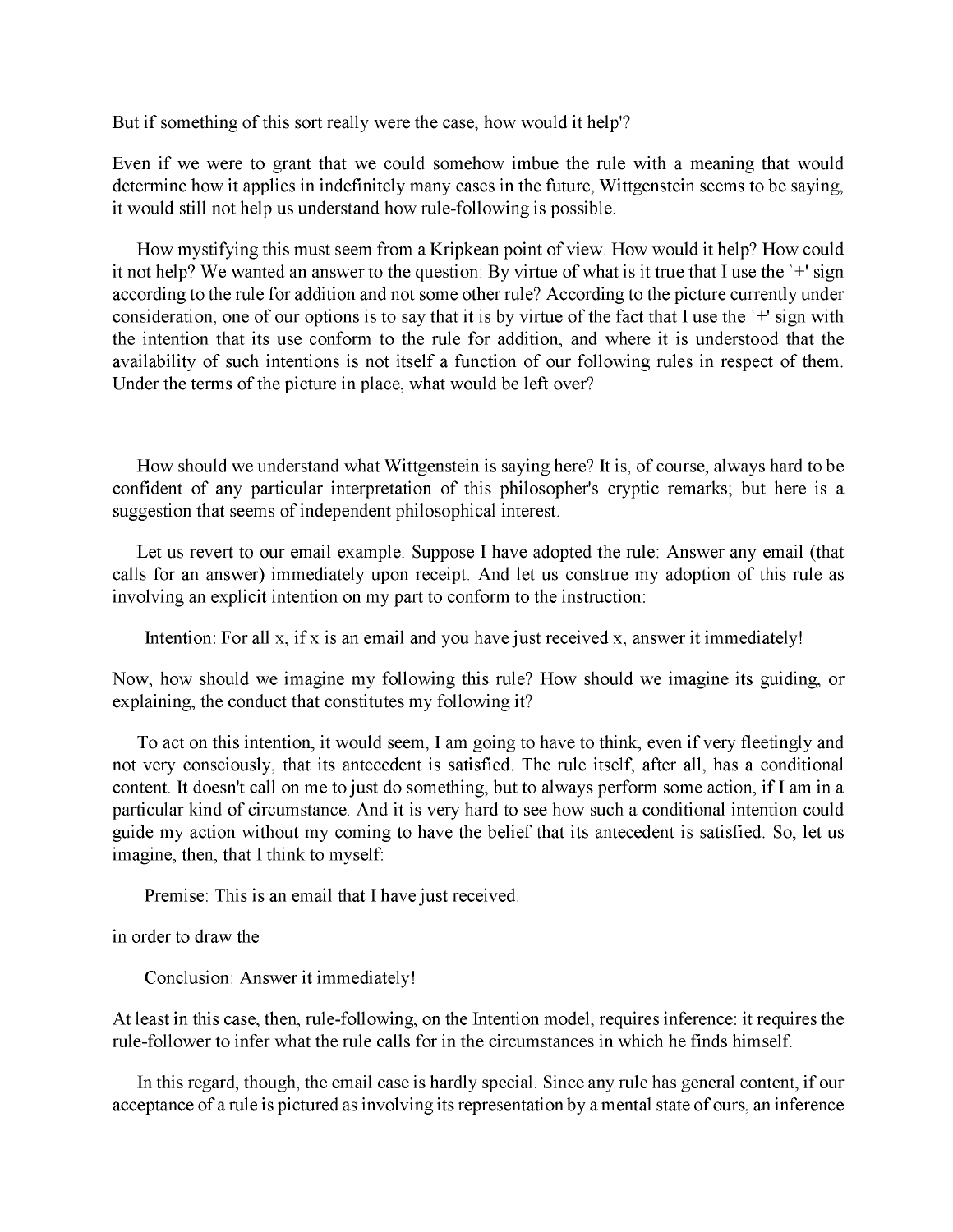But if something of this sort really were the case, how would it help'?

Even if we were to grant that we could somehow imbue the rule with a meaning that would determine how it applies in indefinitely many cases in the future, Wittgenstein seems to be saying, it would still not help us understand how rule-following is possible.

How mystifying this must seem from a Kripkean point of view. How would it help? How could it not help? We wanted an answer to the question: By virtue of what is it true that I use the `+' sign according to the rule for addition and not some other rule? According to the picture currently under consideration, one of our options is to say that it is by virtue of the fact that I use the `+' sign with the intention that its use conform to the rule for addition, and where it is understood that the availability of such intentions is not itself a function of our following rules in respect of them. Under the terms of the picture in place, what would be left over?

How should we understand what Wittgenstein is saying here? It is, of course, always hard to be confident of any particular interpretation of this philosopher's cryptic remarks; but here is a suggestion that seems of independent philosophical interest.

Let us revert to our email example. Suppose I have adopted the rule: Answer any email (that calls for an answer) immediately upon receipt. And let us construe my adoption of this rule as involving an explicit intention on my part to conform to the instruction:

> Intention: For all x, if x is an email and you have just received x, answer it immediately!

Now, how should we imagine my following this rule? How should we imagine its guiding, or explaining, the conduct that constitutes my following it?

To act on this intention, it would seem, I am going to have to think, even if very fleetingly and not very consciously, that its antecedent is satisfied. The rule itself, after all, has a conditional content. It doesn't call on me to just do something, but to always perform some action, if I am in a particular kind of circumstance. And it is very hard to see how such a conditional intention could guide my action without my coming to have the belief that its antecedent is satisfied. So, let us imagine, then, that I think to myself:

> Premise: This is an email that I have just received.

in order to draw the

> Conclusion: Answer it immediately!

At least in this case, then, rule-following, on the Intention model, requires inference: it requires the rule-follower to infer what the rule calls for in the circumstances in which he finds himself.

In this regard, though, the email case is hardly special. Since any rule has general content, if our acceptance of a rule is pictured as involving its representation by a mental state of ours, an inference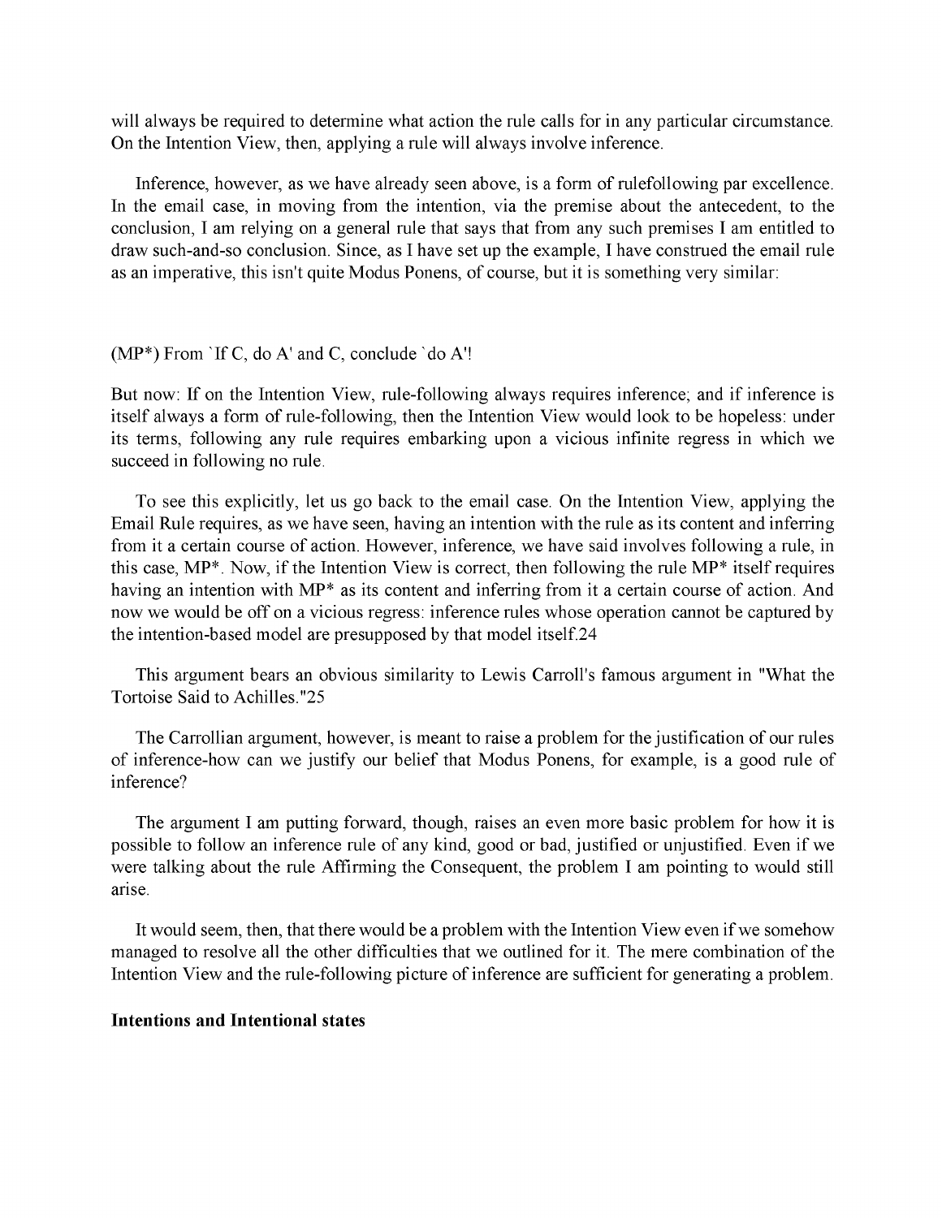will always be required to determine what action the rule calls for in any particular circumstance. On the Intention View, then, applying a rule will always involve inference.

Inference, however, as we have already seen above, is a form of rulefollowing par excellence. In the email case, in moving from the intention, via the premise about the antecedent, to the conclusion, I am relying on a general rule that says that from any such premises I am entitled to draw such-and-so conclusion. Since, as I have set up the example, I have construed the email rule as an imperative, this isn't quite Modus Ponens, of course, but it is something very similar:

(MP*) From `If C, do A' and C, conclude `do A'!

But now: If on the Intention View, rule-following always requires inference; and if inference is itself always a form of rule-following, then the Intention View would look to be hopeless: under its terms, following any rule requires embarking upon a vicious infinite regress in which we succeed in following no rule.

To see this explicitly, let us go back to the email case. On the Intention View, applying the Email Rule requires, as we have seen, having an intention with the rule as its content and inferring from it a certain course of action. However, inference, we have said involves following a rule, in this case, MP*. Now, if the Intention View is correct, then following the rule MP* itself requires having an intention with MP* as its content and inferring from it a certain course of action. And now we would be off on a vicious regress: inference rules whose operation cannot be captured by the intention-based model are presupposed by that model itself.24

This argument bears an obvious similarity to Lewis Carroll's famous argument in "What the Tortoise Said to Achilles."25

The Carrollian argument, however, is meant to raise a problem for the justification of our rules of inference-how can we justify our belief that Modus Ponens, for example, is a good rule of inference?

The argument I am putting forward, though, raises an even more basic problem for how it is possible to follow an inference rule of any kind, good or bad, justified or unjustified. Even if we were talking about the rule Affirming the Consequent, the problem I am pointing to would still arise.

It would seem, then, that there would be a problem with the Intention View even if we somehow managed to resolve all the other difficulties that we outlined for it. The mere combination of the Intention View and the rule-following picture of inference are sufficient for generating a problem.

**Intentions and Intentional states**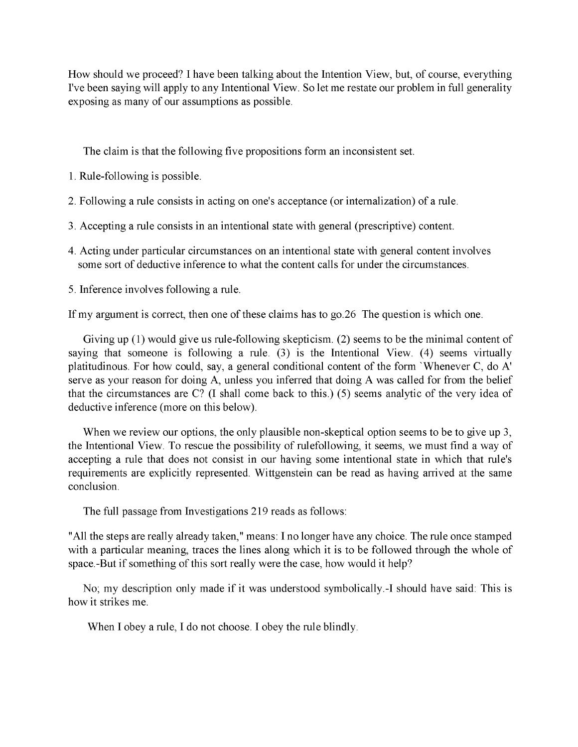How should we proceed? I have been talking about the Intention View, but, of course, everything I've been saying will apply to any Intentional View. So let me restate our problem in full generality exposing as many of our assumptions as possible.

The claim is that the following five propositions form an inconsistent set.

1. Rule-following is possible.

2. Following a rule consists in acting on one's acceptance (or internalization) of a rule.

3. Accepting a rule consists in an intentional state with general (prescriptive) content.

4. Acting under particular circumstances on an intentional state with general content involves some sort of deductive inference to what the content calls for under the circumstances.

5. Inference involves following a rule.

If my argument is correct, then one of these claims has to go.26 The question is which one.

Giving up (1) would give us rule-following skepticism. (2) seems to be the minimal content of saying that someone is following a rule. (3) is the Intentional View. (4) seems virtually platitudinous. For how could, say, a general conditional content of the form `Whenever C, do A' serve as your reason for doing A, unless you inferred that doing A was called for from the belief that the circumstances are C? (I shall come back to this.) (5) seems analytic of the very idea of deductive inference (more on this below).

When we review our options, the only plausible non-skeptical option seems to be to give up 3, the Intentional View. To rescue the possibility of rulefollowing, it seems, we must find a way of accepting a rule that does not consist in our having some intentional state in which that rule's requirements are explicitly represented. Wittgenstein can be read as having arrived at the same conclusion.

The full passage from Investigations 219 reads as follows:

"All the steps are really already taken," means: I no longer have any choice. The rule once stamped with a particular meaning, traces the lines along which it is to be followed through the whole of space.-But if something of this sort really were the case, how would it help?

No; my description only made if it was understood symbolically.-I should have said: This is how it strikes me.

When I obey a rule, I do not choose. I obey the rule blindly.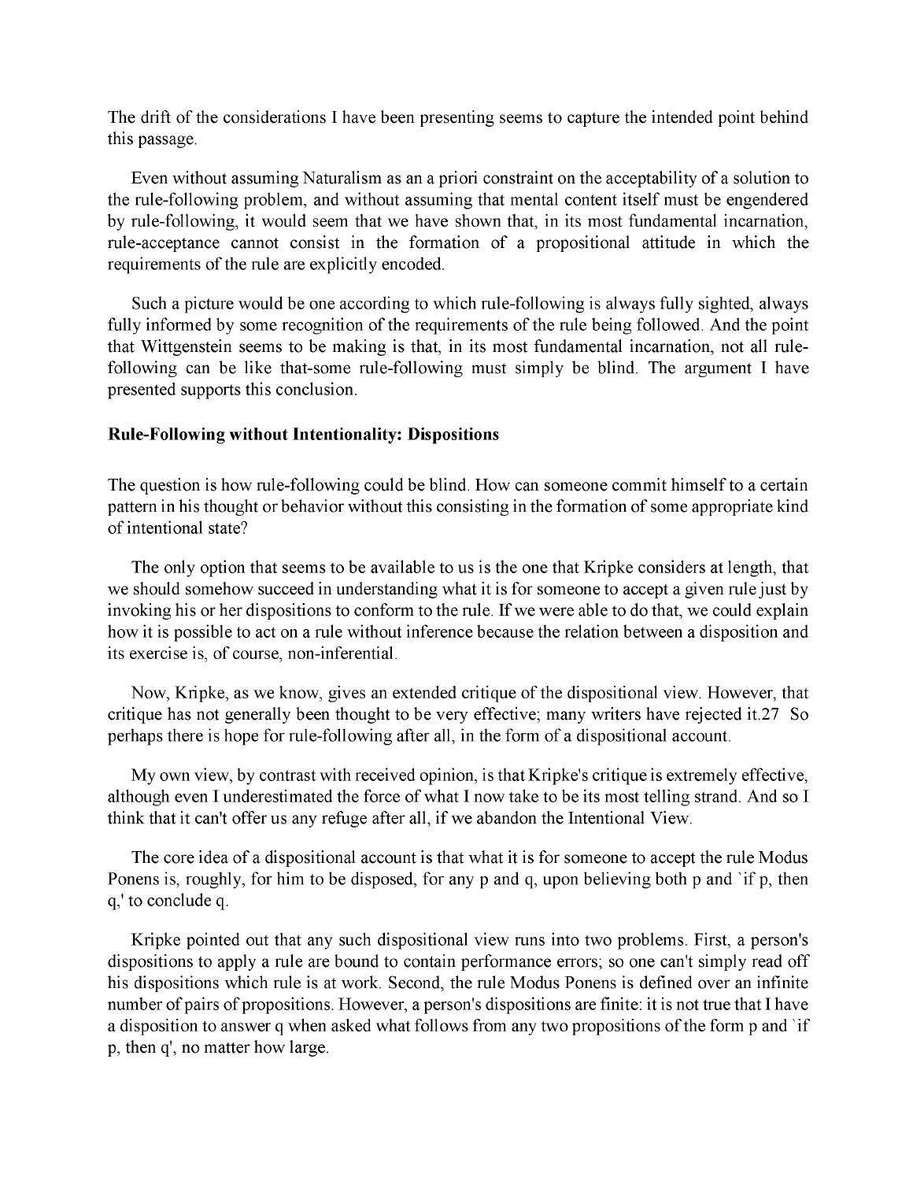The drift of the considerations I have been presenting seems to capture the intended point behind this passage.

Even without assuming Naturalism as an a priori constraint on the acceptability of a solution to the rule-following problem, and without assuming that mental content itself must be engendered by rule-following, it would seem that we have shown that, in its most fundamental incarnation, rule-acceptance cannot consist in the formation of a propositional attitude in which the requirements of the rule are explicitly encoded.

Such a picture would be one according to which rule-following is always fully sighted, always fully informed by some recognition of the requirements of the rule being followed. And the point that Wittgenstein seems to be making is that, in its most fundamental incarnation, not all rule-following can be like that-some rule-following must simply be blind. The argument I have presented supports this conclusion.

### Rule-Following without Intentionality: Dispositions

The question is how rule-following could be blind. How can someone commit himself to a certain pattern in his thought or behavior without this consisting in the formation of some appropriate kind of intentional state?

The only option that seems to be available to us is the one that Kripke considers at length, that we should somehow succeed in understanding what it is for someone to accept a given rule just by invoking his or her dispositions to conform to the rule. If we were able to do that, we could explain how it is possible to act on a rule without inference because the relation between a disposition and its exercise is, of course, non-inferential.

Now, Kripke, as we know, gives an extended critique of the dispositional view. However, that critique has not generally been thought to be very effective; many writers have rejected it.[27] So perhaps there is hope for rule-following after all, in the form of a dispositional account.

My own view, by contrast with received opinion, is that Kripke's critique is extremely effective, although even I underestimated the force of what I now take to be its most telling strand. And so I think that it can't offer us any refuge after all, if we abandon the Intentional View.

The core idea of a dispositional account is that what it is for someone to accept the rule Modus Ponens is, roughly, for him to be disposed, for any p and q, upon believing both p and `if p, then q,' to conclude q.

Kripke pointed out that any such dispositional view runs into two problems. First, a person's dispositions to apply a rule are bound to contain performance errors; so one can't simply read off his dispositions which rule is at work. Second, the rule Modus Ponens is defined over an infinite number of pairs of propositions. However, a person's dispositions are finite: it is not true that I have a disposition to answer q when asked what follows from any two propositions of the form p and `if p, then q', no matter how large.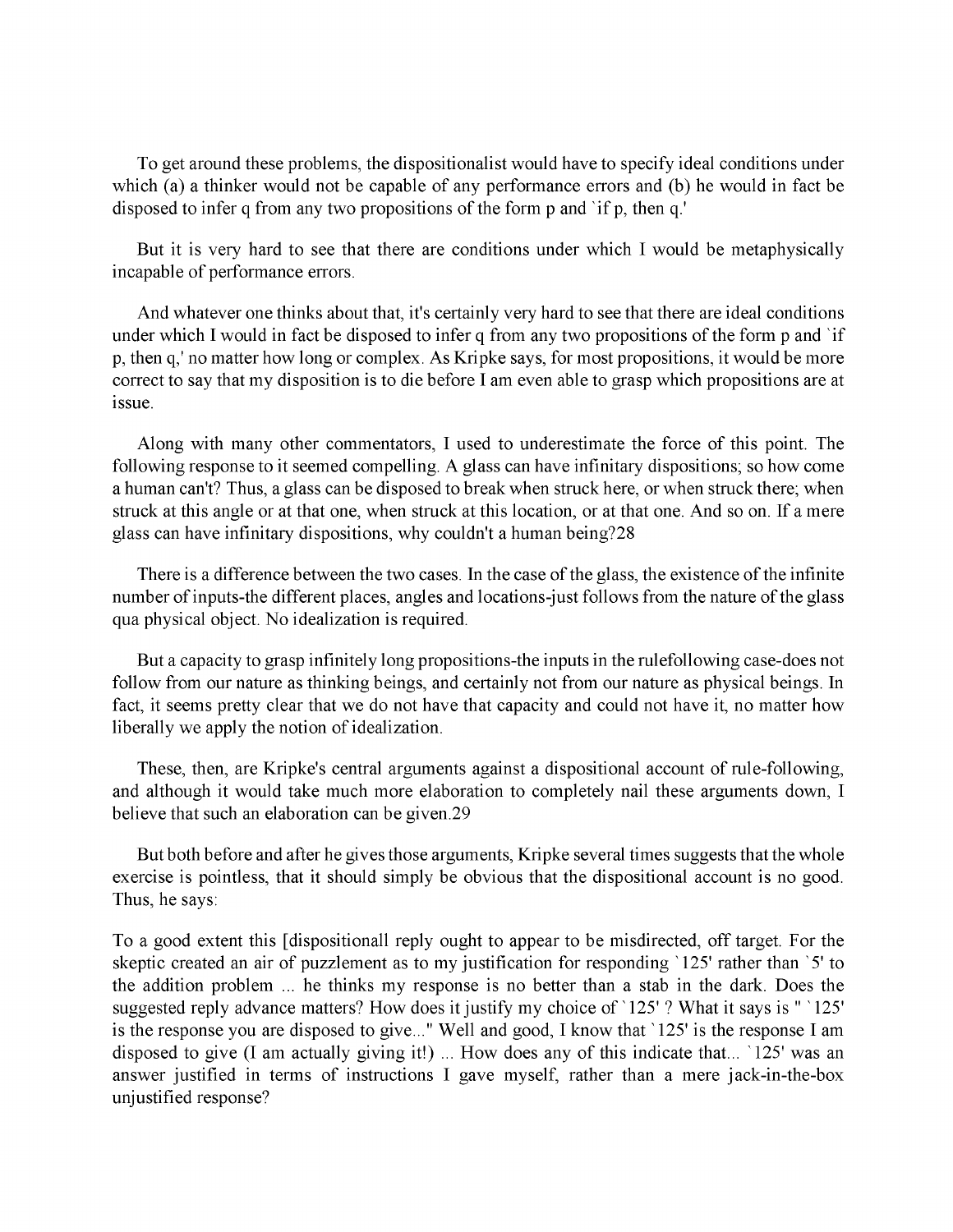To get around these problems, the dispositionalist would have to specify ideal conditions under which (a) a thinker would not be capable of any performance errors and (b) he would in fact be disposed to infer q from any two propositions of the form p and `if p, then q.'

But it is very hard to see that there are conditions under which I would be metaphysically incapable of performance errors.

And whatever one thinks about that, it's certainly very hard to see that there are ideal conditions under which I would in fact be disposed to infer q from any two propositions of the form p and `if p, then q,' no matter how long or complex. As Kripke says, for most propositions, it would be more correct to say that my disposition is to die before I am even able to grasp which propositions are at issue.

Along with many other commentators, I used to underestimate the force of this point. The following response to it seemed compelling. A glass can have infinitary dispositions; so how come a human can't? Thus, a glass can be disposed to break when struck here, or when struck there; when struck at this angle or at that one, when struck at this location, or at that one. And so on. If a mere glass can have infinitary dispositions, why couldn't a human being?[28]

There is a difference between the two cases. In the case of the glass, the existence of the infinite number of inputs-the different places, angles and locations-just follows from the nature of the glass qua physical object. No idealization is required.

But a capacity to grasp infinitely long propositions-the inputs in the rulefollowing case-does not follow from our nature as thinking beings, and certainly not from our nature as physical beings. In fact, it seems pretty clear that we do not have that capacity and could not have it, no matter how liberally we apply the notion of idealization.

These, then, are Kripke's central arguments against a dispositional account of rule-following, and although it would take much more elaboration to completely nail these arguments down, I believe that such an elaboration can be given.[29]

But both before and after he gives those arguments, Kripke several times suggests that the whole exercise is pointless, that it should simply be obvious that the dispositional account is no good. Thus, he says:

To a good extent this [dispositionall reply ought to appear to be misdirected, off target. For the skeptic created an air of puzzlement as to my justification for responding `125' rather than `5' to the addition problem ... he thinks my response is no better than a stab in the dark. Does the suggested reply advance matters? How does it justify my choice of `125' ? What it says is " `125' is the response you are disposed to give..." Well and good, I know that `125' is the response I am disposed to give (I am actually giving it!) ... How does any of this indicate that... `125' was an answer justified in terms of instructions I gave myself, rather than a mere jack-in-the-box unjustified response?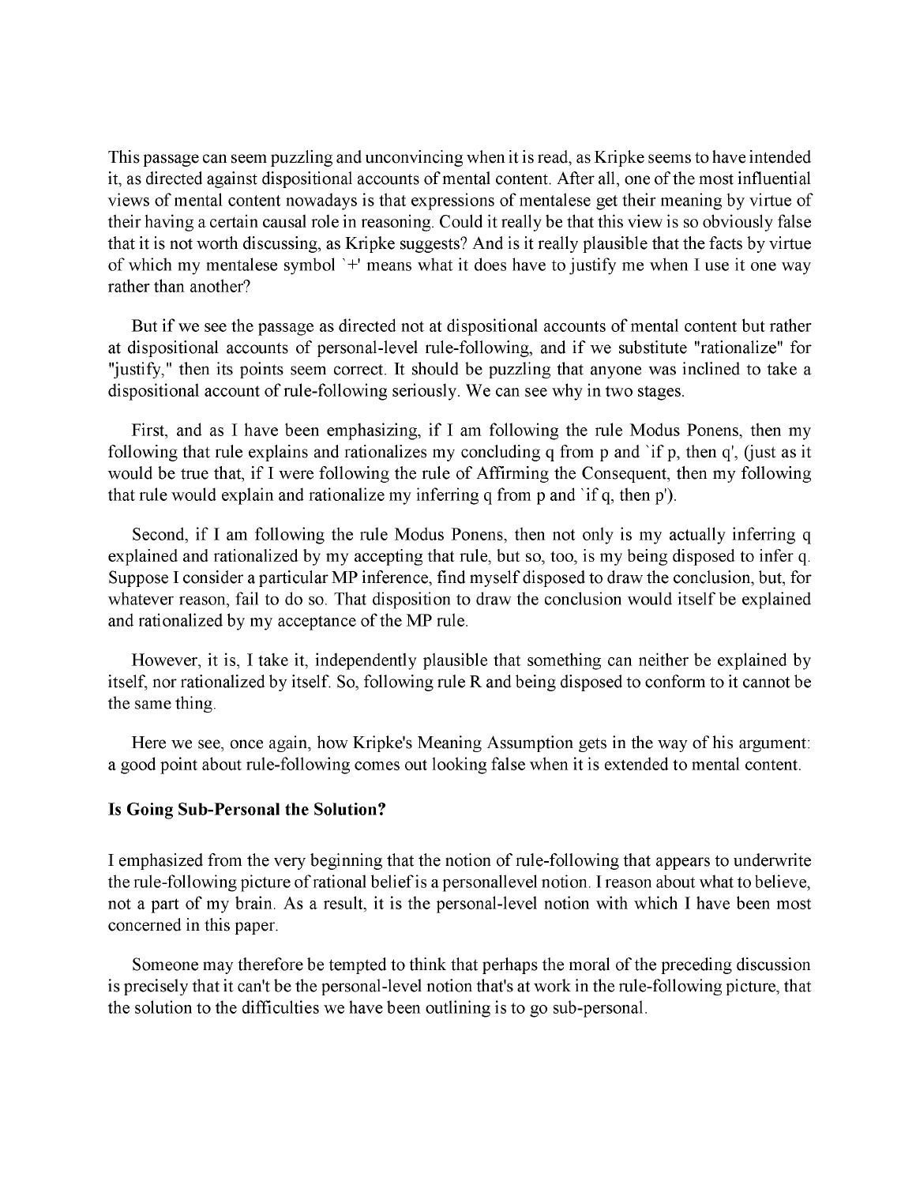This passage can seem puzzling and unconvincing when it is read, as Kripke seems to have intended it, as directed against dispositional accounts of mental content. After all, one of the most influential views of mental content nowadays is that expressions of mentalese get their meaning by virtue of their having a certain causal role in reasoning. Could it really be that this view is so obviously false that it is not worth discussing, as Kripke suggests? And is it really plausible that the facts by virtue of which my mentalese symbol `+' means what it does have to justify me when I use it one way rather than another?

But if we see the passage as directed not at dispositional accounts of mental content but rather at dispositional accounts of personal-level rule-following, and if we substitute "rationalize" for "justify," then its points seem correct. It should be puzzling that anyone was inclined to take a dispositional account of rule-following seriously. We can see why in two stages.

First, and as I have been emphasizing, if I am following the rule Modus Ponens, then my following that rule explains and rationalizes my concluding q from p and `if p, then q', (just as it would be true that, if I were following the rule of Affirming the Consequent, then my following that rule would explain and rationalize my inferring q from p and `if q, then p').

Second, if I am following the rule Modus Ponens, then not only is my actually inferring q explained and rationalized by my accepting that rule, but so, too, is my being disposed to infer q. Suppose I consider a particular MP inference, find myself disposed to draw the conclusion, but, for whatever reason, fail to do so. That disposition to draw the conclusion would itself be explained and rationalized by my acceptance of the MP rule.

However, it is, I take it, independently plausible that something can neither be explained by itself, nor rationalized by itself. So, following rule R and being disposed to conform to it cannot be the same thing.

Here we see, once again, how Kripke's Meaning Assumption gets in the way of his argument: a good point about rule-following comes out looking false when it is extended to mental content.

**Is Going Sub-Personal the Solution?**

I emphasized from the very beginning that the notion of rule-following that appears to underwrite the rule-following picture of rational belief is a personallevel notion. I reason about what to believe, not a part of my brain. As a result, it is the personal-level notion with which I have been most concerned in this paper.

Someone may therefore be tempted to think that perhaps the moral of the preceding discussion is precisely that it can't be the personal-level notion that's at work in the rule-following picture, that the solution to the difficulties we have been outlining is to go sub-personal.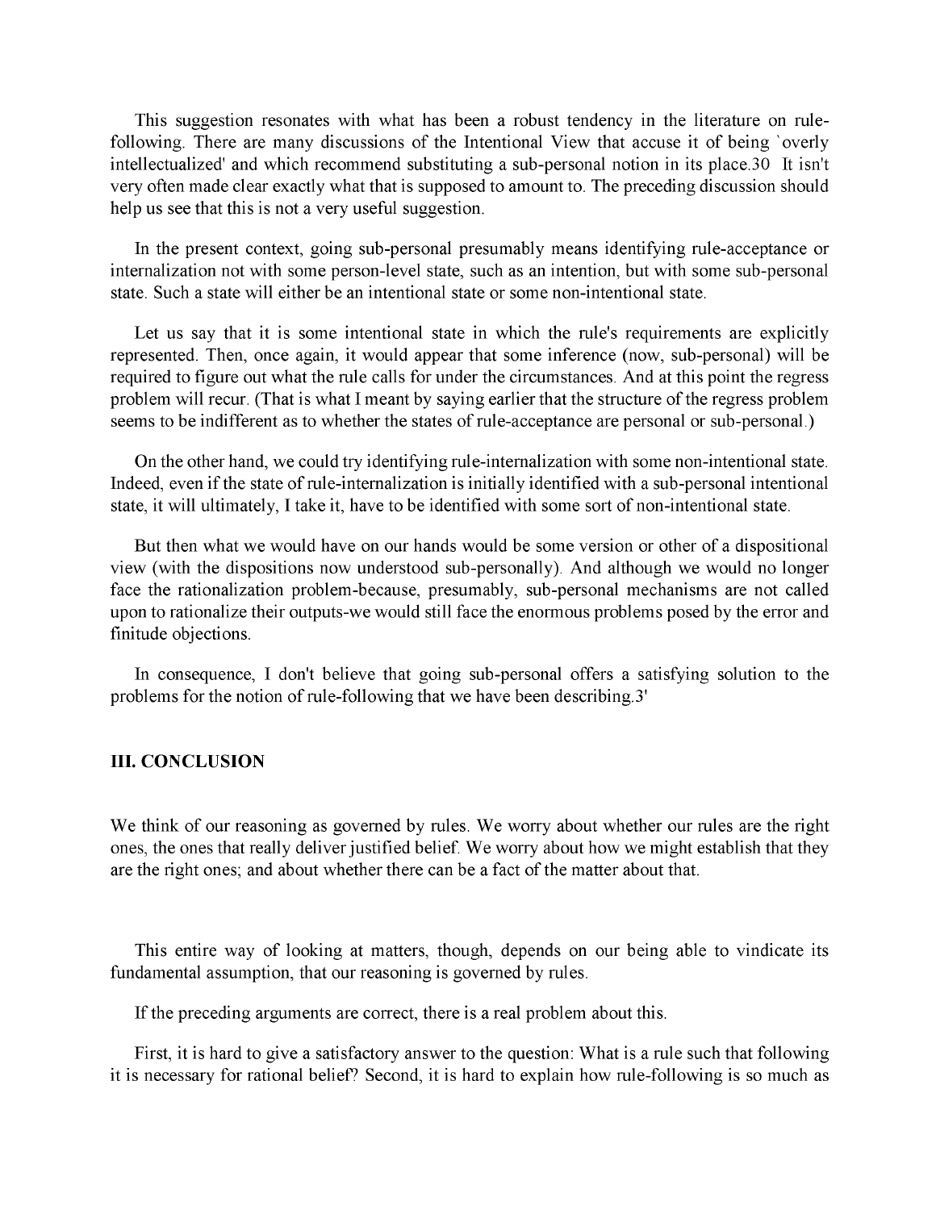This suggestion resonates with what has been a robust tendency in the literature on rule-following. There are many discussions of the Intentional View that accuse it of being `overly intellectualized' and which recommend substituting a sub-personal notion in its place.[30] It isn't very often made clear exactly what that is supposed to amount to. The preceding discussion should help us see that this is not a very useful suggestion.

In the present context, going sub-personal presumably means identifying rule-acceptance or internalization not with some person-level state, such as an intention, but with some sub-personal state. Such a state will either be an intentional state or some non-intentional state.

Let us say that it is some intentional state in which the rule's requirements are explicitly represented. Then, once again, it would appear that some inference (now, sub-personal) will be required to figure out what the rule calls for under the circumstances. And at this point the regress problem will recur. (That is what I meant by saying earlier that the structure of the regress problem seems to be indifferent as to whether the states of rule-acceptance are personal or sub-personal.)

On the other hand, we could try identifying rule-internalization with some non-intentional state. Indeed, even if the state of rule-internalization is initially identified with a sub-personal intentional state, it will ultimately, I take it, have to be identified with some sort of non-intentional state.

But then what we would have on our hands would be some version or other of a dispositional view (with the dispositions now understood sub-personally). And although we would no longer face the rationalization problem-because, presumably, sub-personal mechanisms are not called upon to rationalize their outputs-we would still face the enormous problems posed by the error and finitude objections.

In consequence, I don't believe that going sub-personal offers a satisfying solution to the problems for the notion of rule-following that we have been describing.[31]

## III. CONCLUSION

We think of our reasoning as governed by rules. We worry about whether our rules are the right ones, the ones that really deliver justified belief. We worry about how we might establish that they are the right ones; and about whether there can be a fact of the matter about that.

This entire way of looking at matters, though, depends on our being able to vindicate its fundamental assumption, that our reasoning is governed by rules.

If the preceding arguments are correct, there is a real problem about this.

First, it is hard to give a satisfactory answer to the question: What is a rule such that following it is necessary for rational belief? Second, it is hard to explain how rule-following is so much as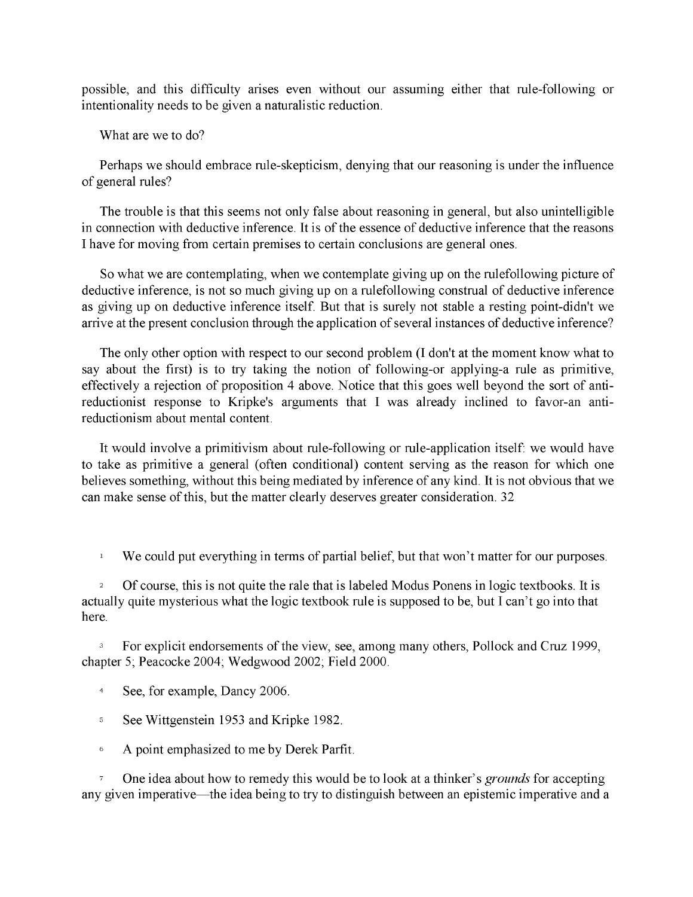possible, and this difficulty arises even without our assuming either that rule-following or intentionality needs to be given a naturalistic reduction.

What are we to do?

Perhaps we should embrace rule-skepticism, denying that our reasoning is under the influence of general rules?

The trouble is that this seems not only false about reasoning in general, but also unintelligible in connection with deductive inference. It is of the essence of deductive inference that the reasons I have for moving from certain premises to certain conclusions are general ones.

So what we are contemplating, when we contemplate giving up on the rulefollowing picture of deductive inference, is not so much giving up on a rulefollowing construal of deductive inference as giving up on deductive inference itself. But that is surely not stable a resting point-didn't we arrive at the present conclusion through the application of several instances of deductive inference?

The only other option with respect to our second problem (I don't at the moment know what to say about the first) is to try taking the notion of following-or applying-a rule as primitive, effectively a rejection of proposition 4 above. Notice that this goes well beyond the sort of anti-reductionist response to Kripke's arguments that I was already inclined to favor-an anti-reductionism about mental content.

It would involve a primitivism about rule-following or rule-application itself: we would have to take as primitive a general (often conditional) content serving as the reason for which one believes something, without this being mediated by inference of any kind. It is not obvious that we can make sense of this, but the matter clearly deserves greater consideration. 32

[1] We could put everything in terms of partial belief, but that won't matter for our purposes.

[2] Of course, this is not quite the rale that is labeled Modus Ponens in logic textbooks. It is actually quite mysterious what the logic textbook rule is supposed to be, but I can't go into that here.

[3] For explicit endorsements of the view, see, among many others, Pollock and Cruz 1999, chapter 5; Peacocke 2004; Wedgwood 2002; Field 2000.

[4] See, for example, Dancy 2006.

[5] See Wittgenstein 1953 and Kripke 1982.

[6] A point emphasized to me by Derek Parfit.

[7] One idea about how to remedy this would be to look at a thinker's *grounds* for accepting any given imperative—the idea being to try to distinguish between an epistemic imperative and a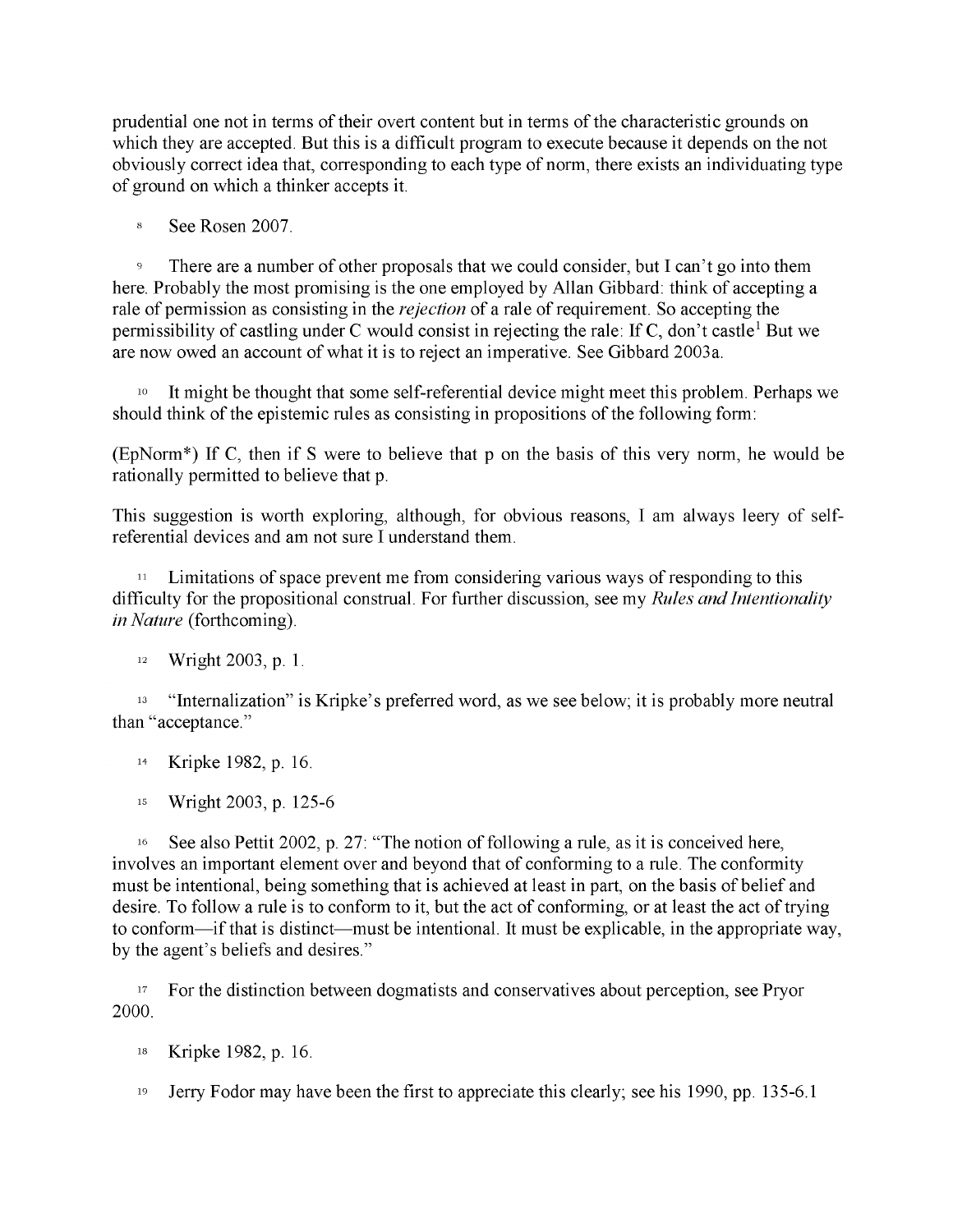prudential one not in terms of their overt content but in terms of the characteristic grounds on which they are accepted. But this is a difficult program to execute because it depends on the not obviously correct idea that, corresponding to each type of norm, there exists an individuating type of ground on which a thinker accepts it.

8 See Rosen 2007.

9 There are a number of other proposals that we could consider, but I can't go into them here. Probably the most promising is the one employed by Allan Gibbard: think of accepting a rale of permission as consisting in the *rejection* of a rale of requirement. So accepting the permissibility of castling under C would consist in rejecting the rale: If C, don't castle[1] But we are now owed an account of what it is to reject an imperative. See Gibbard 2003a.

10 It might be thought that some self-referential device might meet this problem. Perhaps we should think of the epistemic rules as consisting in propositions of the following form:

(EpNorm*) If C, then if S were to believe that p on the basis of this very norm, he would be rationally permitted to believe that p.

This suggestion is worth exploring, although, for obvious reasons, I am always leery of self-referential devices and am not sure I understand them.

11 Limitations of space prevent me from considering various ways of responding to this difficulty for the propositional construal. For further discussion, see my *Rules and Intentionality in Nature* (forthcoming).

12 Wright 2003, p. 1.

13 "Internalization" is Kripke's preferred word, as we see below; it is probably more neutral than "acceptance."

14 Kripke 1982, p. 16.

15 Wright 2003, p. 125-6

16 See also Pettit 2002, p. 27: "The notion of following a rule, as it is conceived here, involves an important element over and beyond that of conforming to a rule. The conformity must be intentional, being something that is achieved at least in part, on the basis of belief and desire. To follow a rule is to conform to it, but the act of conforming, or at least the act of trying to conform—if that is distinct—must be intentional. It must be explicable, in the appropriate way, by the agent's beliefs and desires."

17 For the distinction between dogmatists and conservatives about perception, see Pryor 2000.

18 Kripke 1982, p. 16.

19 Jerry Fodor may have been the first to appreciate this clearly; see his 1990, pp. 135-6.1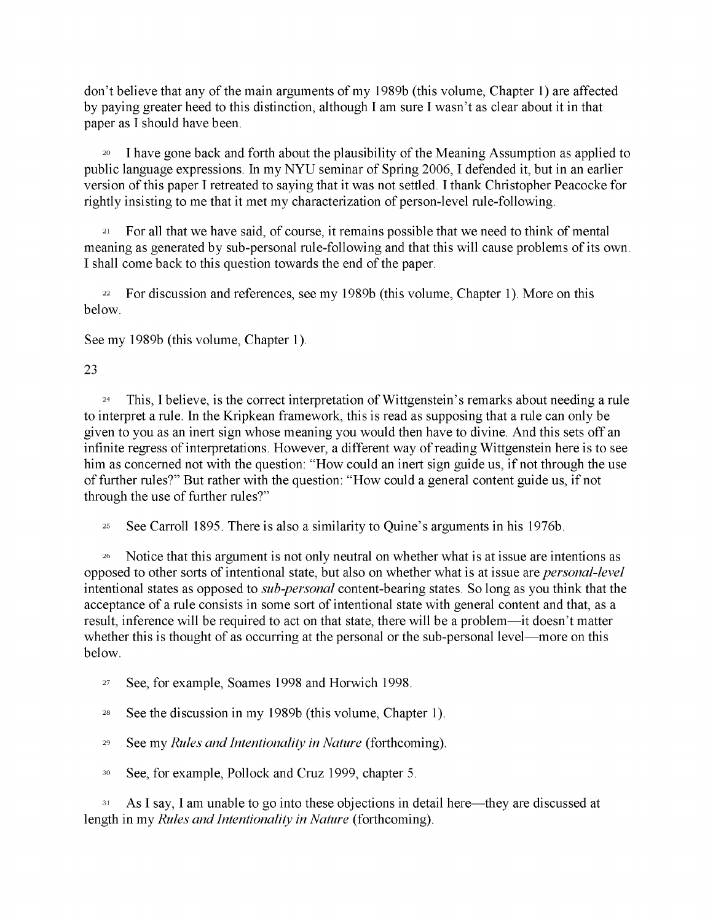don't believe that any of the main arguments of my 1989b (this volume, Chapter 1) are affected by paying greater heed to this distinction, although I am sure I wasn't as clear about it in that paper as I should have been.

[20] I have gone back and forth about the plausibility of the Meaning Assumption as applied to public language expressions. In my NYU seminar of Spring 2006, I defended it, but in an earlier version of this paper I retreated to saying that it was not settled. I thank Christopher Peacocke for rightly insisting to me that it met my characterization of person-level rule-following.

[21] For all that we have said, of course, it remains possible that we need to think of mental meaning as generated by sub-personal rule-following and that this will cause problems of its own. I shall come back to this question towards the end of the paper.

[22] For discussion and references, see my 1989b (this volume, Chapter 1). More on this below.

[23] See my 1989b (this volume, Chapter 1).

[24] This, I believe, is the correct interpretation of Wittgenstein's remarks about needing a rule to interpret a rule. In the Kripkean framework, this is read as supposing that a rule can only be given to you as an inert sign whose meaning you would then have to divine. And this sets off an infinite regress of interpretations. However, a different way of reading Wittgenstein here is to see him as concerned not with the question: "How could an inert sign guide us, if not through the use of further rules?" But rather with the question: "How could a general content guide us, if not through the use of further rules?"

[25] See Carroll 1895. There is also a similarity to Quine's arguments in his 1976b.

[26] Notice that this argument is not only neutral on whether what is at issue are intentions as opposed to other sorts of intentional state, but also on whether what is at issue are *personal-level* intentional states as opposed to *sub-personal* content-bearing states. So long as you think that the acceptance of a rule consists in some sort of intentional state with general content and that, as a result, inference will be required to act on that state, there will be a problem—it doesn't matter whether this is thought of as occurring at the personal or the sub-personal level—more on this below.

[27] See, for example, Soames 1998 and Horwich 1998.

[28] See the discussion in my 1989b (this volume, Chapter 1).

[29] See my *Rules and Intentionality in Nature* (forthcoming).

[30] See, for example, Pollock and Cruz 1999, chapter 5.

[31] As I say, I am unable to go into these objections in detail here—they are discussed at length in my *Rules and Intentionality in Nature* (forthcoming).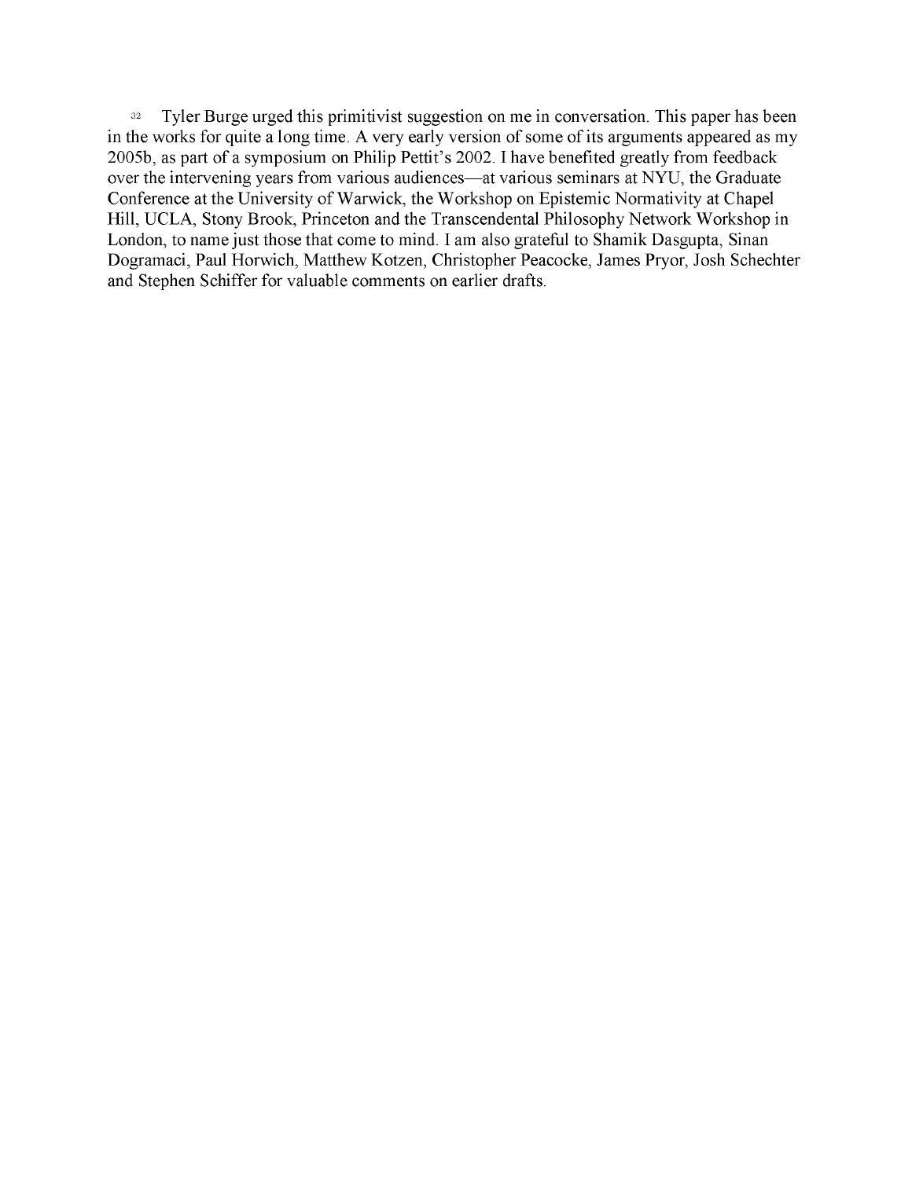[32] Tyler Burge urged this primitivist suggestion on me in conversation. This paper has been in the works for quite a long time. A very early version of some of its arguments appeared as my 2005b, as part of a symposium on Philip Pettit's 2002. I have benefited greatly from feedback over the intervening years from various audiences—at various seminars at NYU, the Graduate Conference at the University of Warwick, the Workshop on Epistemic Normativity at Chapel Hill, UCLA, Stony Brook, Princeton and the Transcendental Philosophy Network Workshop in London, to name just those that come to mind. I am also grateful to Shamik Dasgupta, Sinan Dogramaci, Paul Horwich, Matthew Kotzen, Christopher Peacocke, James Pryor, Josh Schechter and Stephen Schiffer for valuable comments on earlier drafts.